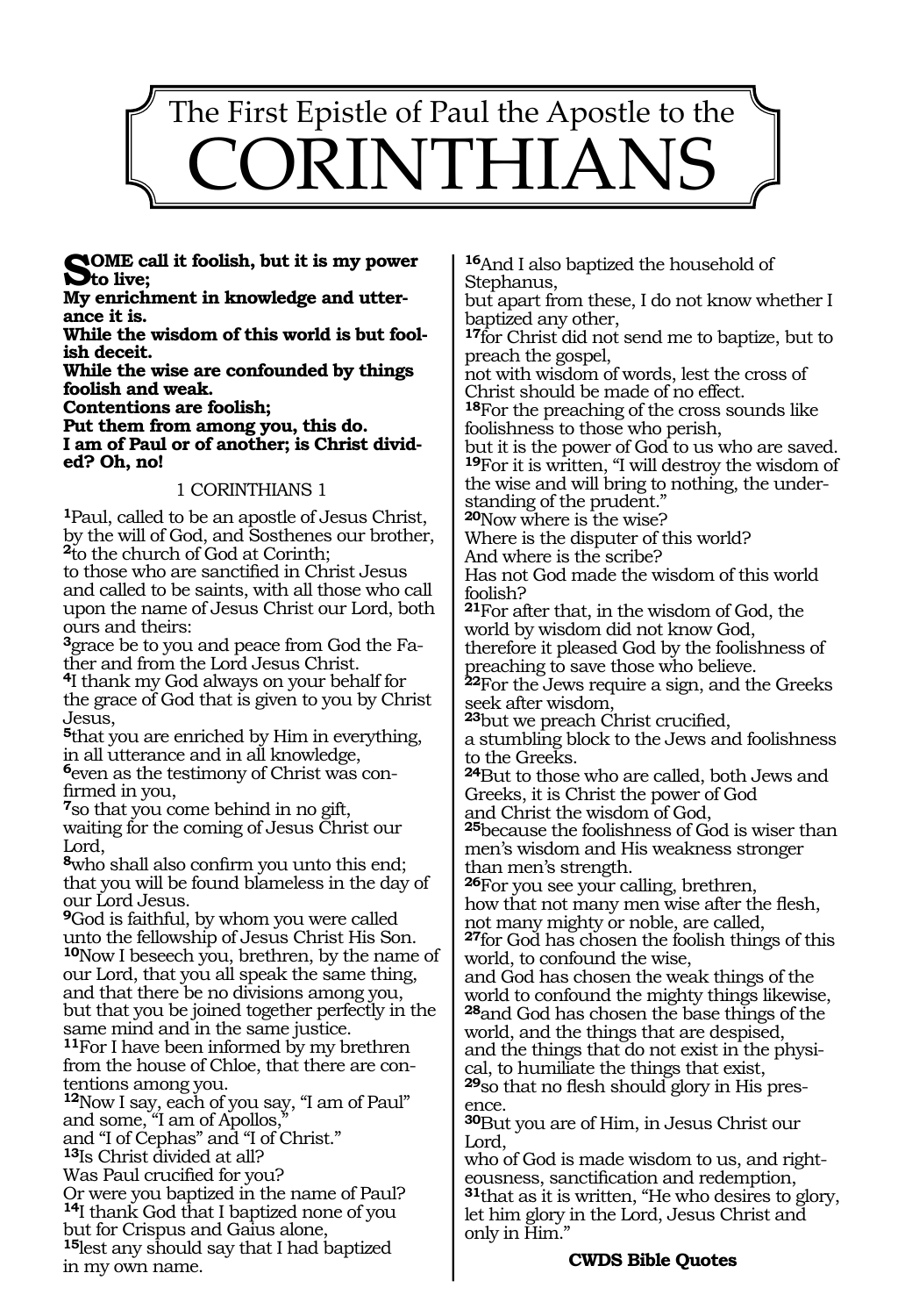# The First Epistle of Paul the Apostle to the CORINTHIANS

**SOME call it foolish, but it is my power to live;**
**My enrichment in knowledge and utterance it is.**
**While the wisdom of this world is but foolish deceit.**
**While the wise are confounded by things foolish and weak.**
**Contentions are foolish;**
**Put them from among you, this do.**
**I am of Paul or of another; is Christ divided? Oh, no!**

## 1 CORINTHIANS 1

**1**Paul, called to be an apostle of Jesus Christ, by the will of God, and Sosthenes our brother,
**2**to the church of God at Corinth;
to those who are sanctified in Christ Jesus and called to be saints, with all those who call upon the name of Jesus Christ our Lord, both ours and theirs:
**3**grace be to you and peace from God the Father and from the Lord Jesus Christ.
**4**I thank my God always on your behalf for the grace of God that is given to you by Christ Jesus,
**5**that you are enriched by Him in everything, in all utterance and in all knowledge,
**6**even as the testimony of Christ was confirmed in you,
**7**so that you come behind in no gift,
waiting for the coming of Jesus Christ our Lord,
**8**who shall also confirm you unto this end;
that you will be found blameless in the day of our Lord Jesus.
**9**God is faithful, by whom you were called unto the fellowship of Jesus Christ His Son.
**10**Now I beseech you, brethren, by the name of our Lord, that you all speak the same thing, and that there be no divisions among you, but that you be joined together perfectly in the same mind and in the same justice.
**11**For I have been informed by my brethren from the house of Chloe, that there are contentions among you.
**12**Now I say, each of you says, “I am of Paul” and some, “I am of Apollos,”
and “I of Cephas” and “I of Christ.”
**13**Is Christ divided at all?
Was Paul crucified for you?
Or were you baptized in the name of Paul?
**14**I thank God that I baptized none of you but for Crispus and Gaius alone,
**15**lest any should say that I had baptized in my own name.
**16**And I also baptized the household of Stephanus,
but apart from these, I do not know whether I baptized any other,
**17**for Christ did not send me to baptize, but to preach the gospel,
not with wisdom of words, lest the cross of Christ should be made of no effect.
**18**For the preaching of the cross sounds like foolishness to those who perish,
but it is the power of God to us who are saved.
**19**For it is written, “I will destroy the wisdom of the wise and will bring to nothing, the understanding of the prudent.”
**20**Now where is the wise?
Where is the disputer of this world?
And where is the scribe?
Has not God made the wisdom of this world foolish?
**21**For after that, in the wisdom of God, the world by wisdom did not know God,
therefore it pleased God by the foolishness of preaching to save those who believe.
**22**For the Jews require a sign, and the Greeks seek after wisdom,
**23**but we preach Christ crucified,
a stumbling block to the Jews and foolishness to the Greeks.
**24**But to those who are called, both Jews and Greeks, it is Christ the power of God
and Christ the wisdom of God,
**25**because the foolishness of God is wiser than men’s wisdom and His weakness stronger than men’s strength.
**26**For you see your calling, brethren,
how that not many men wise after the flesh,
not many mighty or noble, are called,
**27**for God has chosen the foolish things of this world, to confound the wise,
and God has chosen the weak things of the world to confound the mighty things likewise,
**28**and God has chosen the base things of the world, and the things that are despised,
and the things that do not exist in the physical, to humiliate the things that exist,
**29**so that no flesh should glory in His presence.
**30**But you are of Him, in Jesus Christ our Lord,
who of God is made wisdom to us, and righteousness, sanctification and redemption,
**31**that as it is written, “He who desires to glory, let him glory in the Lord, Jesus Christ and only in Him.”

**CWDS Bible Quotes**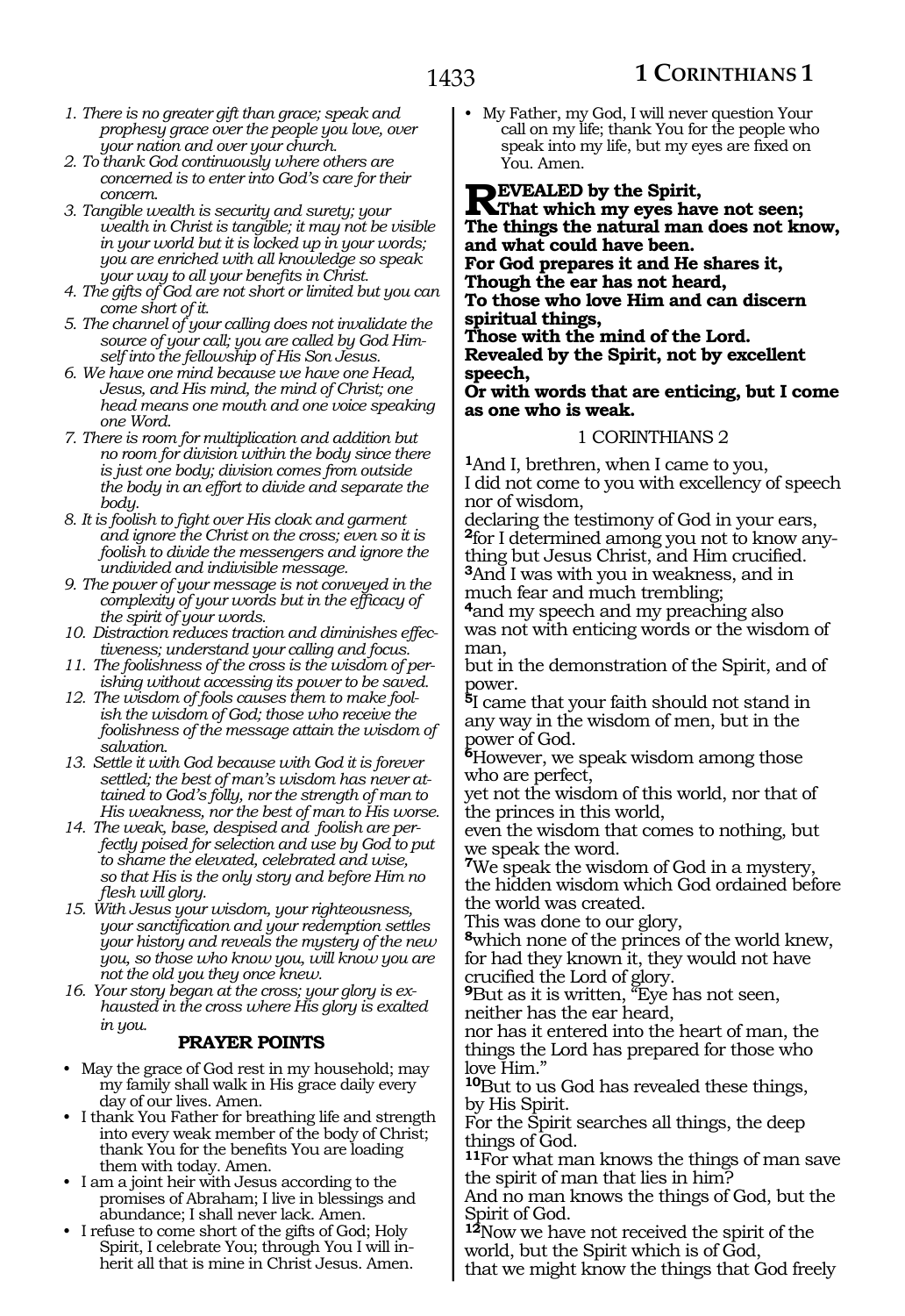1. *There is no greater gift than grace; speak and prophesy grace over the people you love, over your nation and over your church.*
2. *To thank God continuously where others are concerned is to enter into God's care for their concern.*
3. *Tangible wealth is security and surety; your wealth in Christ is tangible; it may not be visible in your world but it is locked up in your words; you are enriched with all knowledge so speak your way to all your benefits in Christ.*
4. *The gifts of God are not short or limited but you can come short of it.*
5. *The channel of your calling does not invalidate the source of your call; you are called by God Himself into the fellowship of His Son Jesus.*
6. *We have one mind because we have one Head, Jesus, and His mind, the mind of Christ; one head means one mouth and one voice speaking one Word.*
7. *There is room for multiplication and addition but no room for division within the body since there is just one body; division comes from outside the body in an effort to divide and separate the body.*
8. *It is foolish to fight over His cloak and garment and ignore the Christ on the cross; even so it is foolish to divide the messengers and ignore the undivided and indivisible message.*
9. *The power of your message is not conveyed in the complexity of your words but in the efficacy of the spirit of your words.*
10. *Distraction reduces traction and diminishes effectiveness; understand your calling and focus.*
11. *The foolishness of the cross is the wisdom of perishing without accessing its power to be saved.*
12. *The wisdom of fools causes them to make foolish the wisdom of God; those who receive the foolishness of the message attain the wisdom of salvation.*
13. *Settle it with God because with God it is forever settled; the best of man's wisdom has never attained to God's folly, nor the strength of man to His weakness, nor the best of man to His worse.*
14. *The weak, base, despised and foolish are perfectly poised for selection and use by God to put to shame the elevated, celebrated and wise, so that His is the only story and before Him no flesh will glory.*
15. *With Jesus your wisdom, your righteousness, your sanctification and your redemption settles your history and reveals the mystery of the new you, so those who know you, will know you are not the old you they once knew.*
16. *Your story began at the cross; your glory is exhausted in the cross where His glory is exalted in you.*

**PRAYER POINTS**

- May the grace of God rest in my household; may my family shall walk in His grace daily every day of our lives. Amen.
- I thank You Father for breathing life and strength into every weak member of the body of Christ; thank You for the benefits You are loading them with today. Amen.
- I am a joint heir with Jesus according to the promises of Abraham; I live in blessings and abundance; I shall never lack. Amen.
- I refuse to come short of the gifts of God; Holy Spirit, I celebrate You; through You I will inherit all that is mine in Christ Jesus. Amen.
- My Father, my God, I will never question Your call on my life; thank You for the people who speak into my life, but my eyes are fixed on You. Amen.

**REVEALED by the Spirit,**
**That which my eyes have not seen;**
**The things the natural man does not know, and what could have been.**
**For God prepares it and He shares it,**
**Though the ear has not heard,**
**To those who love Him and can discern spiritual things,**
**Those with the mind of the Lord.**
**Revealed by the Spirit, not by excellent speech,**
**Or with words that are enticing, but I come as one who is weak.**

## 1 CORINTHIANS 2

**1**And I, brethren, when I came to you,
I did not come to you with excellency of speech nor of wisdom,
declaring the testimony of God in your ears,
**2**for I determined among you not to know anything but Jesus Christ, and Him crucified.
**3**And I was with you in weakness, and in much fear and much trembling;
**4**and my speech and my preaching also was not with enticing words or the wisdom of man,
but in the demonstration of the Spirit, and of power.
**5**I came that your faith should not stand in any way in the wisdom of men, but in the power of God.
**6**However, we speak wisdom among those who are perfect,
yet not the wisdom of this world, nor that of the princes in this world,
even the wisdom that comes to nothing, but we speak the word.
**7**We speak the wisdom of God in a mystery,
the hidden wisdom which God ordained before the world was created.
This was done to our glory,
**8**which none of the princes of the world knew,
for had they known it, they would not have crucified the Lord of glory.
**9**But as it is written, "Eye has not seen,
neither has the ear heard,
nor has it entered into the heart of man, the things the Lord has prepared for those who love Him."
**10**But to us God has revealed these things,
by His Spirit.
For the Spirit searches all things, the deep things of God.
**11**For what man knows the things of man save the spirit of man that lies in him?
And no man knows the things of God, but the Spirit of God.
**12**Now we have not received the spirit of the world, but the Spirit which is of God,
that we might know the things that God freely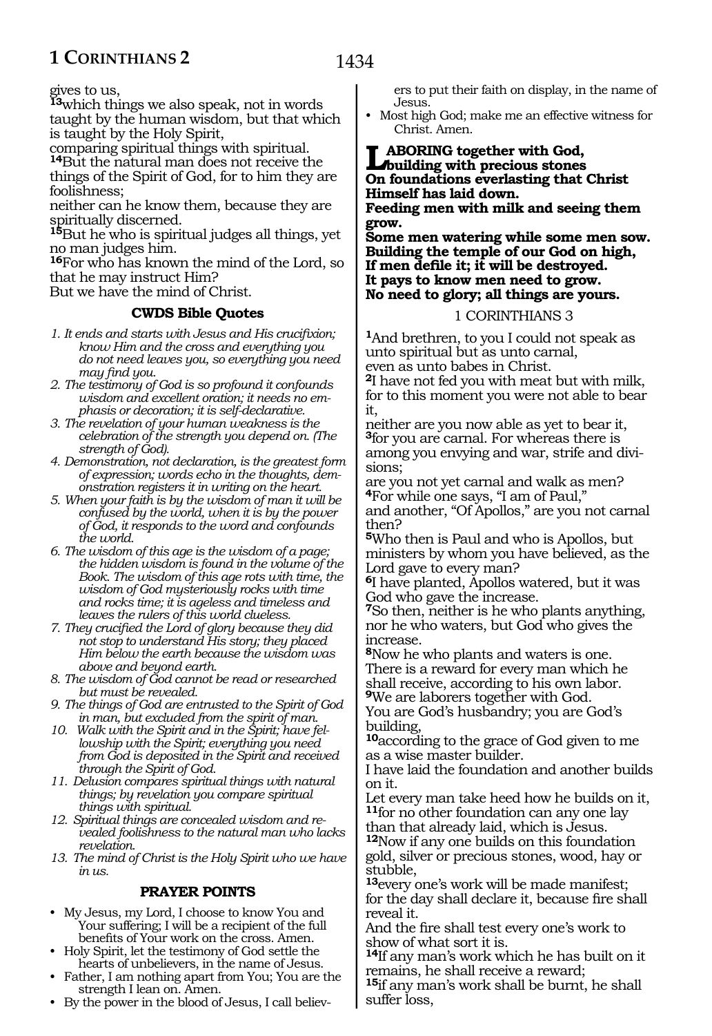gives to us,
[13]which things we also speak, not in words taught by the human wisdom, but that which is taught by the Holy Spirit,
comparing spiritual things with spiritual.
[14]But the natural man does not receive the things of the Spirit of God, for to him they are foolishness;
neither can he know them, because they are spiritually discerned.
[15]But he who is spiritual judges all things, yet no man judges him.
[16]For who has known the mind of the Lord, so that he may instruct Him?
But we have the mind of Christ.

### CWDS Bible Quotes

*1. It ends and starts with Jesus and His crucifixion; know Him and the cross and everything you do not need leaves you, so everything you need may find you.*
*2. The testimony of God is so profound it confounds wisdom and excellent oration; it needs no emphasis or decoration; it is self-declarative.*
*3. The revelation of your human weakness is the celebration of the strength you depend on. (The strength of God).*
*4. Demonstration, not declaration, is the greatest form of expression; words echo in the thoughts, demonstration registers it in writing on the heart.*
*5. When your faith is by the wisdom of man it will be confused by the world, when it is by the power of God, it responds to the word and confounds the world.*
*6. The wisdom of this age is the wisdom of a page; the hidden wisdom is found in the volume of the Book. The wisdom of this age rots with time, the wisdom of God mysteriously rocks with time and rocks time; it is ageless and timeless and leaves the rulers of this world clueless.*
*7. They crucified the Lord of glory because they did not stop to understand His story; they placed Him below the earth because the wisdom was above and beyond earth.*
*8. The wisdom of God cannot be read or researched but must be revealed.*
*9. The things of God are entrusted to the Spirit of God in man, but excluded from the spirit of man.*
*10. Walk with the Spirit and in the Spirit; have fellowship with the Spirit; everything you need from God is deposited in the Spirit and received through the Spirit of God.*
*11. Delusion compares spiritual things with natural things; by revelation you compare spiritual things with spiritual.*
*12. Spiritual things are concealed wisdom and revealed foolishness to the natural man who lacks revelation.*
*13. The mind of Christ is the Holy Spirit who we have in us.*

### PRAYER POINTS

- My Jesus, my Lord, I choose to know You and Your suffering; I will be a recipient of the full benefits of Your work on the cross. Amen.
- Holy Spirit, let the testimony of God settle the hearts of unbelievers, in the name of Jesus.
- Father, I am nothing apart from You; You are the strength I lean on. Amen.
- By the power in the blood of Jesus, I call believers to put their faith on display, in the name of Jesus.
- Most high God; make me an effective witness for Christ. Amen.

**LABORING together with God,**
**building with precious stones**
**On foundations everlasting that Christ Himself has laid down.**
**Feeding men with milk and seeing them grow.**
**Some men watering while some men sow.**
**Building the temple of our God on high,**
**If men defile it; it will be destroyed.**
**It pays to know men need to grow.**
**No need to glory; all things are yours.**

## 1 CORINTHIANS 3

[1]And brethren, to you I could not speak as unto spiritual but as unto carnal,
even as unto babes in Christ.
[2]I have not fed you with meat but with milk, for to this moment you were not able to bear it,
neither are you now able as yet to bear it,
[3]for you are carnal. For whereas there is among you envying and war, strife and divisions;
are you not yet carnal and walk as men?
[4]For while one says, "I am of Paul,"
and another, "Of Apollos," are you not carnal then?
[5]Who then is Paul and who is Apollos, but ministers by whom you have believed, as the Lord gave to every man?
[6]I have planted, Apollos watered, but it was God who gave the increase.
[7]So then, neither is he who plants anything, nor he who waters, but God who gives the increase.
[8]Now he who plants and waters is one.
There is a reward for every man which he shall receive, according to his own labor.
[9]We are laborers together with God.
You are God's husbandry; you are God's building,
[10]according to the grace of God given to me as a wise master builder.
I have laid the foundation and another builds on it.
Let every man take heed how he builds on it,
[11]for no other foundation can any one lay than that already laid, which is Jesus.
[12]Now if any one builds on this foundation gold, silver or precious stones, wood, hay or stubble,
[13]every one's work will be made manifest; for the day shall declare it, because fire shall reveal it.
And the fire shall test every one's work to show of what sort it is.
[14]If any man's work which he has built on it remains, he shall receive a reward;
[15]if any man's work shall be burnt, he shall suffer loss,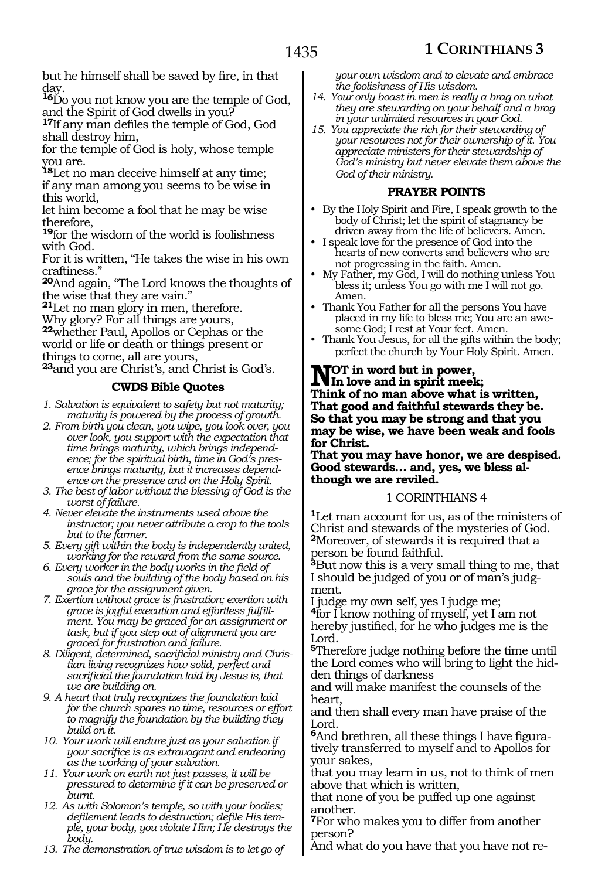but he himself shall be saved by fire, in that day.

[16]Do you not know you are the temple of God, and the Spirit of God dwells in you?

[17]If any man defiles the temple of God, God shall destroy him,
for the temple of God is holy, whose temple you are.

[18]Let no man deceive himself at any time;
if any man among you seems to be wise in this world,
let him become a fool that he may be wise therefore,

[19]for the wisdom of the world is foolishness with God.
For it is written, "He takes the wise in his own craftiness."

[20]And again, "The Lord knows the thoughts of the wise that they are vain."

[21]Let no man glory in men, therefore.
Why glory? For all things are yours,

[22]whether Paul, Apollos or Cephas or the world or life or death or things present or things to come, all are yours,

[23]and you are Christ's, and Christ is God's.

### CWDS Bible Quotes

1. *Salvation is equivalent to safety but not maturity; maturity is powered by the process of growth.*
2. *From birth you clean, you wipe, you look over, you over look, you support with the expectation that time brings maturity, which brings independence; for the spiritual birth, time in God's presence brings maturity, but it increases dependence on the presence and on the Holy Spirit.*
3. *The best of labor without the blessing of God is the worst of failure.*
4. *Never elevate the instruments used above the instructor; you never attribute a crop to the tools but to the farmer.*
5. *Every gift within the body is independently united, working for the reward from the same source.*
6. *Every worker in the body works in the field of souls and the building of the body based on his grace for the assignment given.*
7. *Exertion without grace is frustration; exertion with grace is joyful execution and effortless fulfillment. You may be graced for an assignment or task, but if you step out of alignment you are graced for frustration and failure.*
8. *Diligent, determined, sacrificial ministry and Christian living recognizes how solid, perfect and sacrificial the foundation laid by Jesus is, that we are building on.*
9. *A heart that truly recognizes the foundation laid for the church spares no time, resources or effort to magnify the foundation by the building they build on it.*
10. *Your work will endure just as your salvation if your sacrifice is as extravagant and endearing as the working of your salvation.*
11. *Your work on earth not just passes, it will be pressured to determine if it can be preserved or burnt.*
12. *As with Solomon's temple, so with your bodies; defilement leads to destruction; defile His temple, your body, you violate Him; He destroys the body.*
13. *The demonstration of true wisdom is to let go of your own wisdom and to elevate and embrace the foolishness of His wisdom.*
14. *Your only boast in men is really a brag on what they are stewarding on your behalf and a brag in your unlimited resources in your God.*
15. *You appreciate the rich for their stewarding of your resources not for their ownership of it. You appreciate ministers for their stewardship of God's ministry but never elevate them above the God of their ministry.*

### PRAYER POINTS

- By the Holy Spirit and Fire, I speak growth to the body of Christ; let the spirit of stagnancy be driven away from the life of believers. Amen.
- I speak love for the presence of God into the hearts of new converts and believers who are not progressing in the faith. Amen.
- My Father, my God, I will do nothing unless You bless it; unless You go with me I will not go. Amen.
- Thank You Father for all the persons You have placed in my life to bless me; You are an awesome God; I rest at Your feet. Amen.
- Thank You Jesus, for all the gifts within the body; perfect the church by Your Holy Spirit. Amen.

**NOT in word but in power,
In love and in spirit meek;
Think of no man above what is written,
That good and faithful stewards they be.
So that you may be strong and that you may be wise, we have been weak and fools for Christ.
That you may have honor, we are despised.
Good stewards… and, yes, we bless although we are reviled.**

## 1 CORINTHIANS 4

[1]Let man account for us, as of the ministers of Christ and stewards of the mysteries of God.

[2]Moreover, of stewards it is required that a person be found faithful.

[3]But now this is a very small thing to me, that I should be judged of you or of man's judgment.
I judge my own self, yes I judge me;

[4]for I know nothing of myself, yet I am not hereby justified, for he who judges me is the Lord.

[5]Therefore judge nothing before the time until the Lord comes who will bring to light the hidden things of darkness
and will make manifest the counsels of the heart,
and then shall every man have praise of the Lord.

[6]And brethren, all these things I have figuratively transferred to myself and to Apollos for your sakes,
that you may learn in us, not to think of men above that which is written,
that none of you be puffed up one against another.

[7]For who makes you to differ from another person?
And what do you have that you have not re-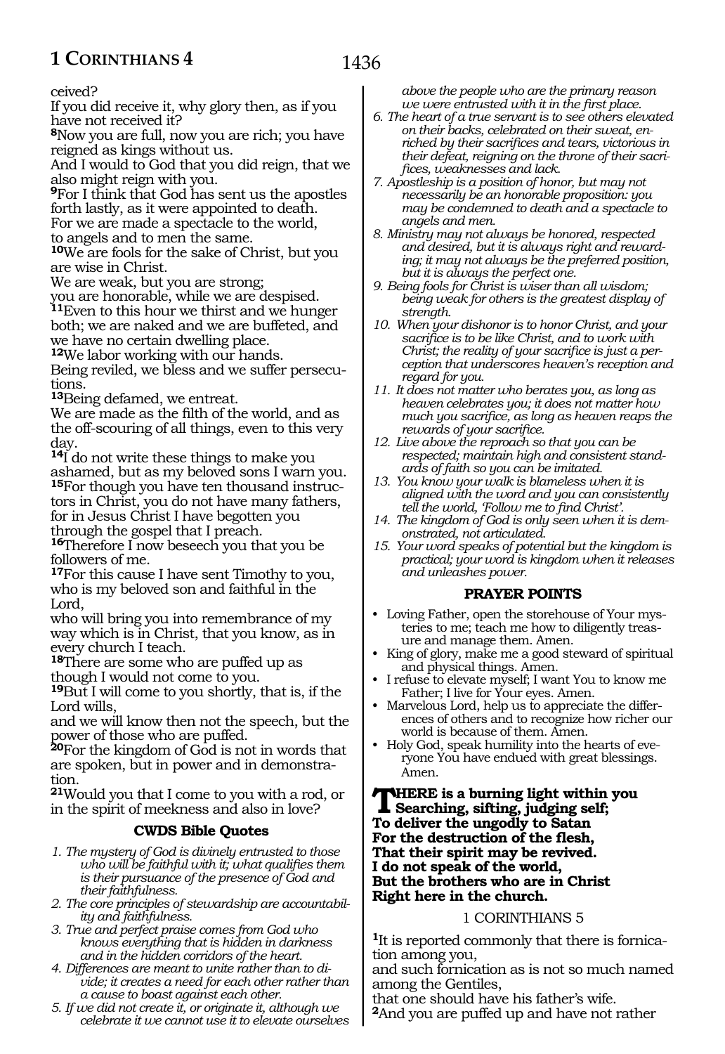ceived?
If you did receive it, why glory then, as if you have not received it?

**8**Now you are full, now you are rich; you have reigned as kings without us.
And I would to God that you did reign, that we also might reign with you.

**9**For I think that God has sent us the apostles forth lastly, as it were appointed to death.
For we are made a spectacle to the world, to angels and to men the same.

**10**We are fools for the sake of Christ, but you are wise in Christ.
We are weak, but you are strong;
you are honorable, while we are despised.

**11**Even to this hour we thirst and we hunger both; we are naked and we are buffeted, and we have no certain dwelling place.

**12**We labor working with our hands.
Being reviled, we bless and we suffer persecutions.

**13**Being defamed, we entreat.
We are made as the filth of the world, and as the off-scouring of all things, even to this very day.

**14**I do not write these things to make you ashamed, but as my beloved sons I warn you.

**15**For though you have ten thousand instructors in Christ, you do not have many fathers, for in Jesus Christ I have begotten you through the gospel that I preach.

**16**Therefore I now beseech you that you be followers of me.

**17**For this cause I have sent Timothy to you, who is my beloved son and faithful in the Lord,
who will bring you into remembrance of my way which is in Christ, that you know, as in every church I teach.

**18**There are some who are puffed up as though I would not come to you.

**19**But I will come to you shortly, that is, if the Lord wills,
and we will know then not the speech, but the power of those who are puffed.

**20**For the kingdom of God is not in words that are spoken, but in power and in demonstration.

**21**Would you that I come to you with a rod, or in the spirit of meekness and also in love?

### CWDS Bible Quotes

1. *The mystery of God is divinely entrusted to those who will be faithful with it; what qualifies them is their pursuance of the presence of God and their faithfulness.*
2. *The core principles of stewardship are accountability and faithfulness.*
3. *True and perfect praise comes from God who knows everything that is hidden in darkness and in the hidden corridors of the heart.*
4. *Differences are meant to unite rather than to divide; it creates a need for each other rather than a cause to boast against each other.*
5. *If we did not create it, or originate it, although we celebrate it we cannot use it to elevate ourselves above the people who are the primary reason we were entrusted with it in the first place.*
6. *The heart of a true servant is to see others elevated on their backs, celebrated on their sweat, enriched by their sacrifices and tears, victorious in their defeat, reigning on the throne of their sacrifices, weaknesses and lack.*
7. *Apostleship is a position of honor, but may not necessarily be an honorable proposition: you may be condemned to death and a spectacle to angels and men.*
8. *Ministry may not always be honored, respected and desired, but it is always right and rewarding; it may not always be the preferred position, but it is always the perfect one.*
9. *Being fools for Christ is wiser than all wisdom; being weak for others is the greatest display of strength.*
10. *When your dishonor is to honor Christ, and your sacrifice is to be like Christ, and to work with Christ; the reality of your sacrifice is just a perception that underscores heaven's reception and regard for you.*
11. *It does not matter who berates you, as long as heaven celebrates you; it does not matter how much you sacrifice, as long as heaven reaps the rewards of your sacrifice.*
12. *Live above the reproach so that you can be respected; maintain high and consistent standards of faith so you can be imitated.*
13. *You know your walk is blameless when it is aligned with the word and you can consistently tell the world, 'Follow me to find Christ'.*
14. *The kingdom of God is only seen when it is demonstrated, not articulated.*
15. *Your word speaks of potential but the kingdom is practical; your word is kingdom when it releases and unleashes power.*

### PRAYER POINTS

- Loving Father, open the storehouse of Your mysteries to me; teach me how to diligently treasure and manage them. Amen.
- King of glory, make me a good steward of spiritual and physical things. Amen.
- I refuse to elevate myself; I want You to know me Father; I live for Your eyes. Amen.
- Marvelous Lord, help us to appreciate the differences of others and to recognize how richer our world is because of them. Amen.
- Holy God, speak humility into the hearts of everyone You have endued with great blessings. Amen.

**THERE is a burning light within you**
**Searching, sifting, judging self;**
**To deliver the ungodly to Satan**
**For the destruction of the flesh,**
**That their spirit may be revived.**
**I do not speak of the world,**
**But the brothers who are in Christ**
**Right here in the church.**

## 1 CORINTHIANS 5

**1**It is reported commonly that there is fornication among you,
and such fornication as is not so much named among the Gentiles,
that one should have his father's wife.

**2**And you are puffed up and have not rather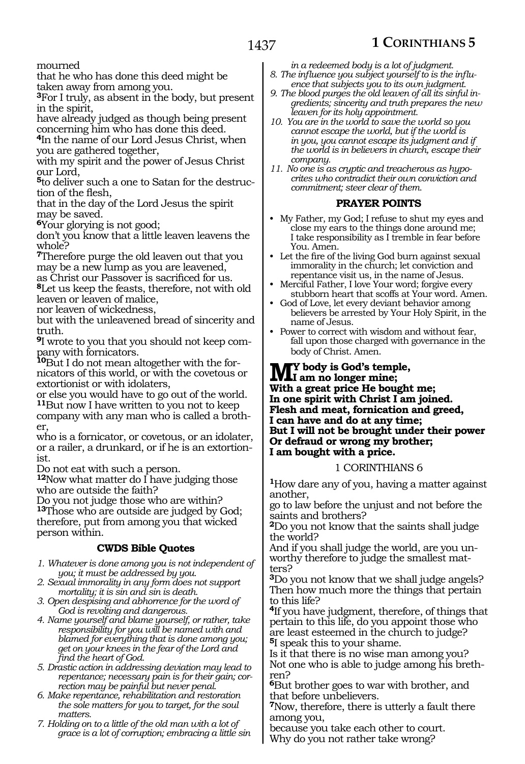mourned
that he who has done this deed might be taken away from among you.
[3]For I truly, as absent in the body, but present in the spirit,
have already judged as though being present concerning him who has done this deed.
[4]In the name of our Lord Jesus Christ, when you are gathered together,
with my spirit and the power of Jesus Christ our Lord,
[5]to deliver such a one to Satan for the destruction of the flesh,
that in the day of the Lord Jesus the spirit may be saved.
[6]Your glorying is not good;
don't you know that a little leaven leavens the whole?
[7]Therefore purge the old leaven out that you may be a new lump as you are leavened,
as Christ our Passover is sacrificed for us.
[8]Let us keep the feasts, therefore, not with old leaven or leaven of malice,
nor leaven of wickedness,
but with the unleavened bread of sincerity and truth.
[9]I wrote to you that you should not keep company with fornicators.
[10]But I do not mean altogether with the fornicators of this world, or with the covetous or extortionist or with idolaters,
or else you would have to go out of the world.
[11]But now I have written to you not to keep company with any man who is called a brother,
who is a fornicator, or covetous, or an idolater, or a railer, a drunkard, or if he is an extortionist.
Do not eat with such a person.
[12]Now what matter do I have judging those who are outside the faith?
Do you not judge those who are within?
[13]Those who are outside are judged by God; therefore, put from among you that wicked person within.

### CWDS Bible Quotes

1. *Whatever is done among you is not independent of you; it must be addressed by you.*
2. *Sexual immorality in any form does not support mortality; it is sin and sin is death.*
3. *Open despising and abhorrence for the word of God is revolting and dangerous.*
4. *Name yourself and blame yourself, or rather, take responsibility for you will be named with and blamed for everything that is done among you; get on your knees in the fear of the Lord and find the heart of God.*
5. *Drastic action in addressing deviation may lead to repentance; necessary pain is for their gain; correction may be painful but never penal.*
6. *Make repentance, rehabilitation and restoration the sole matters for you to target, for the soul matters.*
7. *Holding on to a little of the old man with a lot of grace is a lot of corruption; embracing a little sin in a redeemed body is a lot of judgment.*
8. *The influence you subject yourself to is the influence that subjects you to its own judgment.*
9. *The blood purges the old leaven of all its sinful ingredients; sincerity and truth prepares the new leaven for its holy appointment.*
10. *You are in the world to save the world so you cannot escape the world, but if the world is in you, you cannot escape its judgment and if the world is in believers in church, escape their company.*
11. *No one is as cryptic and treacherous as hypocrites who contradict their own conviction and commitment; steer clear of them.*

### PRAYER POINTS

- My Father, my God; I refuse to shut my eyes and close my ears to the things done around me; I take responsibility as I tremble in fear before You. Amen.
- Let the fire of the living God burn against sexual immorality in the church; let conviction and repentance visit us, in the name of Jesus.
- Merciful Father, I love Your word; forgive every stubborn heart that scoffs at Your word. Amen.
- God of Love, let every deviant behavior among believers be arrested by Your Holy Spirit, in the name of Jesus.
- Power to correct with wisdom and without fear, fall upon those charged with governance in the body of Christ. Amen.

**MY body is God's temple,
I am no longer mine;
With a great price He bought me;
In one spirit with Christ I am joined.
Flesh and meat, fornication and greed,
I can have and do at any time;
But I will not be brought under their power
Or defraud or wrong my brother;
I am bought with a price.**

## 1 CORINTHIANS 6

[1]How dare any of you, having a matter against another,
go to law before the unjust and not before the saints and brothers?
[2]Do you not know that the saints shall judge the world?
And if you shall judge the world, are you unworthy therefore to judge the smallest matters?
[3]Do you not know that we shall judge angels?
Then how much more the things that pertain to this life?
[4]If you have judgment, therefore, of things that pertain to this life, do you appoint those who are least esteemed in the church to judge?
[5]I speak this to your shame.
Is it that there is no wise man among you?
Not one who is able to judge among his brethren?
[6]But brother goes to war with brother, and that before unbelievers.
[7]Now, therefore, there is utterly a fault there among you,
because you take each other to court.
Why do you not rather take wrong?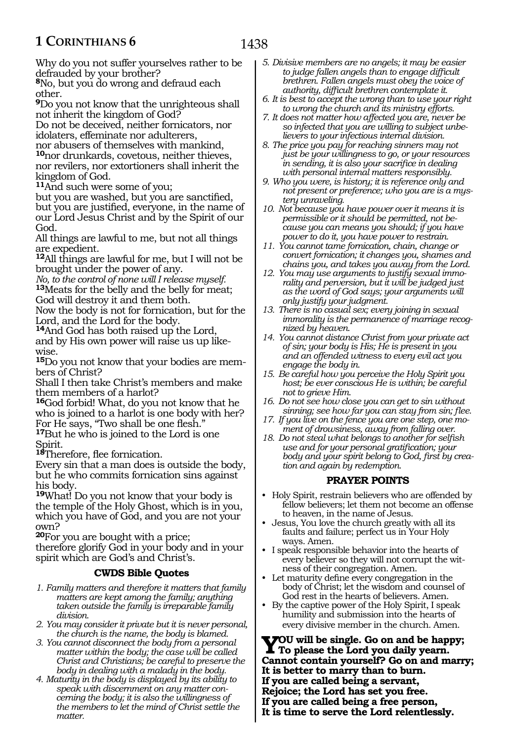Why do you not suffer yourselves rather to be defrauded by your brother?

**8**No, but you do wrong and defraud each other.

**9**Do you not know that the unrighteous shall not inherit the kingdom of God?
Do not be deceived, neither fornicators, nor idolaters, effeminate nor adulterers,
nor abusers of themselves with mankind,
**10**nor drunkards, covetous, neither thieves, nor revilers, nor extortioners shall inherit the kingdom of God.

**11**And such were some of you;
but you are washed, but you are sanctified, but you are justified, everyone, in the name of our Lord Jesus Christ and by the Spirit of our God.
All things are lawful to me, but not all things are expedient.

**12**All things are lawful for me, but I will not be brought under the power of any.
*No, to the control of none will I release myself.*

**13**Meats for the belly and the belly for meat;
God will destroy it and them both.
Now the body is not for fornication, but for the Lord, and the Lord for the body.

**14**And God has both raised up the Lord, and by His own power will raise us up likewise.

**15**Do you not know that your bodies are members of Christ?
Shall I then take Christ's members and make them members of a harlot?

**16**God forbid! What, do you not know that he who is joined to a harlot is one body with her? For He says, "Two shall be one flesh."

**17**But he who is joined to the Lord is one Spirit.

**18**Therefore, flee fornication.
Every sin that a man does is outside the body, but he who commits fornication sins against his body.

**19**What! Do you not know that your body is the temple of the Holy Ghost, which is in you, which you have of God, and you are not your own?

**20**For you are bought with a price;
therefore glorify God in your body and in your spirit which are God's and Christ's.

### CWDS Bible Quotes

1. *Family matters and therefore it matters that family matters are kept among the family; anything taken outside the family is irreparable family division.*
2. *You may consider it private but it is never personal, the church is the name, the body is blamed.*
3. *You cannot disconnect the body from a personal matter within the body; the case will be called Christ and Christians; be careful to preserve the body in dealing with a malady in the body.*
4. *Maturity in the body is displayed by its ability to speak with discernment on any matter concerning the body; it is also the willingness of the members to let the mind of Christ settle the matter.*
5. *Divisive members are no angels; it may be easier to judge fallen angels than to engage difficult brethren. Fallen angels must obey the voice of authority, difficult brethren contemplate it.*
6. *It is best to accept the wrong than to use your right to wrong the church and its ministry efforts.*
7. *It does not matter how affected you are, never be so infected that you are willing to subject unbelievers to your infectious internal division.*
8. *The price you pay for reaching sinners may not just be your willingness to go, or your resources in sending, it is also your sacrifice in dealing with personal internal matters responsibly.*
9. *Who you were, is history; it is reference only and not present or preference; who you are is a mystery unraveling.*
10. *Not because you have power over it means it is permissible or it should be permitted, not because you can means you should; if you have power to do it, you have power to restrain.*
11. *You cannot tame fornication, chain, change or convert fornication; it changes you, shames and chains you, and takes you away from the Lord.*
12. *You may use arguments to justify sexual immorality and perversion, but it will be judged just as the word of God says; your arguments will only justify your judgment.*
13. *There is no casual sex; every joining in sexual immorality is the permanence of marriage recognized by heaven.*
14. *You cannot distance Christ from your private act of sin; your body is His; He is present in you and an offended witness to every evil act you engage the body in.*
15. *Be careful how you perceive the Holy Spirit you host; be ever conscious He is within; be careful not to grieve Him.*
16. *Do not see how close you can get to sin without sinning; see how far you can stay from sin; flee.*
17. *If you live on the fence you are one step, one moment of drowsiness, away from falling over.*
18. *Do not steal what belongs to another for selfish use and for your personal gratification; your body and your spirit belong to God, first by creation and again by redemption.*

### PRAYER POINTS

- Holy Spirit, restrain believers who are offended by fellow believers; let them not become an offense to heaven, in the name of Jesus.
- Jesus, You love the church greatly with all its faults and failure; perfect us in Your Holy ways. Amen.
- I speak responsible behavior into the hearts of every believer so they will not corrupt the witness of their congregation. Amen.
- Let maturity define every congregation in the body of Christ; let the wisdom and counsel of God rest in the hearts of believers. Amen.
- By the captive power of the Holy Spirit, I speak humility and submission into the hearts of every divisive member in the church. Amen.

**YOU will be single. Go on and be happy;**
**To please the Lord you daily yearn.**
**Cannot contain yourself? Go on and marry;**
**It is better to marry than to burn.**
**If you are called being a servant,**
**Rejoice; the Lord has set you free.**
**If you are called being a free person,**
**It is time to serve the Lord relentlessly.**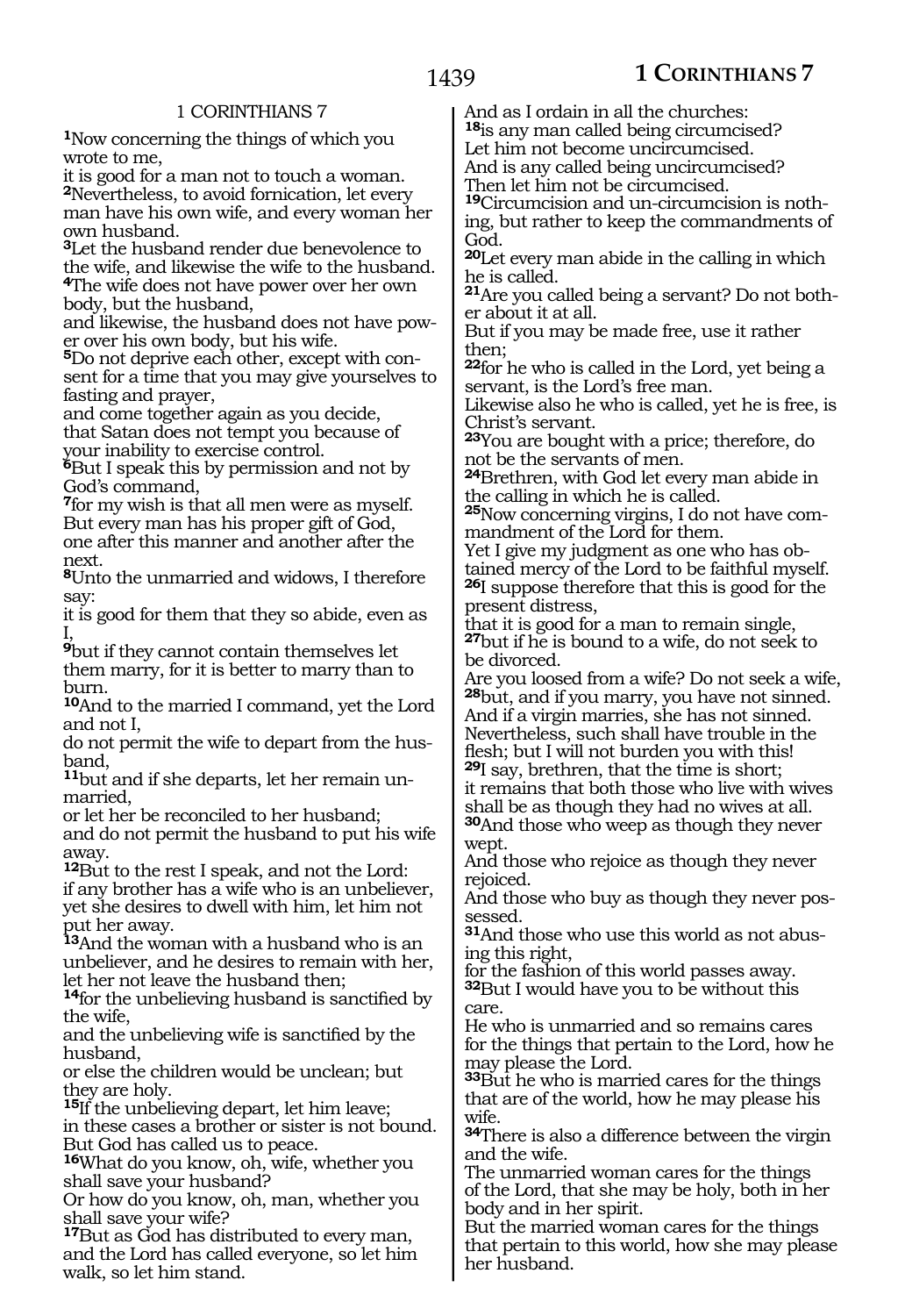# 1 CORINTHIANS 7

[1]Now concerning the things of which you wrote to me,
it is good for a man not to touch a woman.
[2]Nevertheless, to avoid fornication, let every man have his own wife, and every woman her own husband.
[3]Let the husband render due benevolence to the wife, and likewise the wife to the husband.
[4]The wife does not have power over her own body, but the husband,
and likewise, the husband does not have power over his own body, but his wife.
[5]Do not deprive each other, except with consent for a time that you may give yourselves to fasting and prayer,
and come together again as you decide,
that Satan does not tempt you because of your inability to exercise control.
[6]But I speak this by permission and not by God's command,
[7]for my wish is that all men were as myself.
But every man has his proper gift of God,
one after this manner and another after the next.
[8]Unto the unmarried and widows, I therefore say:
it is good for them that they so abide, even as I,
[9]but if they cannot contain themselves let them marry, for it is better to marry than to burn.
[10]And to the married I command, yet the Lord and not I,
do not permit the wife to depart from the husband,
[11]but and if she departs, let her remain unmarried,
or let her be reconciled to her husband;
and do not permit the husband to put his wife away.
[12]But to the rest I speak, and not the Lord:
if any brother has a wife who is an unbeliever, yet she desires to dwell with him, let him not put her away.
[13]And the woman with a husband who is an unbeliever, and he desires to remain with her, let her not leave the husband then;
[14]for the unbelieving husband is sanctified by the wife,
and the unbelieving wife is sanctified by the husband,
or else the children would be unclean; but they are holy.
[15]If the unbelieving depart, let him leave;
in these cases a brother or sister is not bound.
But God has called us to peace.
[16]What do you know, oh, wife, whether you shall save your husband?
Or how do you know, oh, man, whether you shall save your wife?
[17]But as God has distributed to every man, and the Lord has called everyone, so let him walk, so let him stand.
And as I ordain in all the churches:
[18]is any man called being circumcised?
Let him not become uncircumcised.
And is any called being uncircumcised?
Then let him not be circumcised.
[19]Circumcision and un-circumcision is nothing, but rather to keep the commandments of God.
[20]Let every man abide in the calling in which he is called.
[21]Are you called being a servant? Do not bother about it at all.
But if you may be made free, use it rather then;
[22]for he who is called in the Lord, yet being a servant, is the Lord's free man.
Likewise also he who is called, yet he is free, is Christ's servant.
[23]You are bought with a price; therefore, do not be the servants of men.
[24]Brethren, with God let every man abide in the calling in which he is called.
[25]Now concerning virgins, I do not have commandment of the Lord for them.
Yet I give my judgment as one who has obtained mercy of the Lord to be faithful myself.
[26]I suppose therefore that this is good for the present distress,
that it is good for a man to remain single,
[27]but if he is bound to a wife, do not seek to be divorced.
Are you loosed from a wife? Do not seek a wife,
[28]but, and if you marry, you have not sinned.
And if a virgin marries, she has not sinned.
Nevertheless, such shall have trouble in the flesh; but I will not burden you with this!
[29]I say, brethren, that the time is short;
it remains that both those who live with wives shall be as though they had no wives at all.
[30]And those who weep as though they never wept.
And those who rejoice as though they never rejoiced.
And those who buy as though they never possessed.
[31]And those who use this world as not abusing this right,
for the fashion of this world passes away.
[32]But I would have you to be without this care.
He who is unmarried and so remains cares for the things that pertain to the Lord, how he may please the Lord.
[33]But he who is married cares for the things that are of the world, how he may please his wife.
[34]There is also a difference between the virgin and the wife.
The unmarried woman cares for the things of the Lord, that she may be holy, both in her body and in her spirit.
But the married woman cares for the things that pertain to this world, how she may please her husband.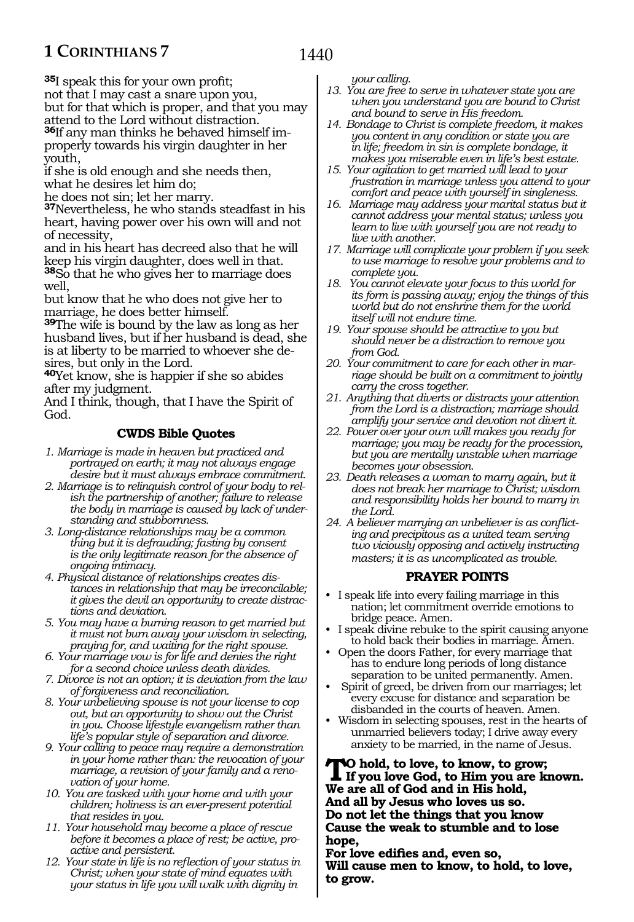[35]I speak this for your own profit;
not that I may cast a snare upon you,
but for that which is proper, and that you may attend to the Lord without distraction.
[36]If any man thinks he behaved himself improperly towards his virgin daughter in her youth,
if she is old enough and she needs then,
what he desires let him do;
he does not sin; let her marry.
[37]Nevertheless, he who stands steadfast in his heart, having power over his own will and not of necessity,
and in his heart has decreed also that he will keep his virgin daughter, does well in that.
[38]So that he who gives her to marriage does well,
but know that he who does not give her to marriage, he does better himself.
[39]The wife is bound by the law as long as her husband lives, but if her husband is dead, she is at liberty to be married to whoever she desires, but only in the Lord.
[40]Yet know, she is happier if she so abides after my judgment.
And I think, though, that I have the Spirit of God.

### CWDS Bible Quotes

1. *Marriage is made in heaven but practiced and portrayed on earth; it may not always engage desire but it must always embrace commitment.*
2. *Marriage is to relinquish control of your body to relish the partnership of another; failure to release the body in marriage is caused by lack of understanding and stubbornness.*
3. *Long-distance relationships may be a common thing but it is defrauding; fasting by consent is the only legitimate reason for the absence of ongoing intimacy.*
4. *Physical distance of relationships creates distances in relationship that may be irreconcilable; it gives the devil an opportunity to create distractions and deviation.*
5. *You may have a burning reason to get married but it must not burn away your wisdom in selecting, praying for, and waiting for the right spouse.*
6. *Your marriage vow is for life and denies the right for a second choice unless death divides.*
7. *Divorce is not an option; it is deviation from the law of forgiveness and reconciliation.*
8. *Your unbelieving spouse is not your license to cop out, but an opportunity to show out the Christ in you. Choose lifestyle evangelism rather than life's popular style of separation and divorce.*
9. *Your calling to peace may require a demonstration in your home rather than: the revocation of your marriage, a revision of your family and a renovation of your home.*
10. *You are tasked with your home and with your children; holiness is an ever-present potential that resides in you.*
11. *Your household may become a place of rescue before it becomes a place of rest; be active, proactive and persistent.*
12. *Your state in life is no reflection of your status in Christ; when your state of mind equates with your status in life you will walk with dignity in your calling.*
13. *You are free to serve in whatever state you are when you understand you are bound to Christ and bound to serve in His freedom.*
14. *Bondage to Christ is complete freedom, it makes you content in any condition or state you are in life; freedom in sin is complete bondage, it makes you miserable even in life's best estate.*
15. *Your agitation to get married will lead to your frustration in marriage unless you attend to your comfort and peace with yourself in singleness.*
16. *Marriage may address your marital status but it cannot address your mental status; unless you learn to live with yourself you are not ready to live with another.*
17. *Marriage will complicate your problem if you seek to use marriage to resolve your problems and to complete you.*
18. *You cannot elevate your focus to this world for its form is passing away; enjoy the things of this world but do not enshrine them for the world itself will not endure time.*
19. *Your spouse should be attractive to you but should never be a distraction to remove you from God.*
20. *Your commitment to care for each other in marriage should be built on a commitment to jointly carry the cross together.*
21. *Anything that diverts or distracts your attention from the Lord is a distraction; marriage should amplify your service and devotion not divert it.*
22. *Power over your own will makes you ready for marriage; you may be ready for the procession, but you are mentally unstable when marriage becomes your obsession.*
23. *Death releases a woman to marry again, but it does not break her marriage to Christ; wisdom and responsibility holds her bound to marry in the Lord.*
24. *A believer marrying an unbeliever is as conflicting and precipitous as a united team serving two viciously opposing and actively instructing masters; it is as uncomplicated as trouble.*

### PRAYER POINTS

- I speak life into every failing marriage in this nation; let commitment override emotions to bridge peace. Amen.
- I speak divine rebuke to the spirit causing anyone to hold back their bodies in marriage. Amen.
- Open the doors Father, for every marriage that has to endure long periods of long distance separation to be united permanently. Amen.
- Spirit of greed, be driven from our marriages; let every excuse for distance and separation be disbanded in the courts of heaven. Amen.
- Wisdom in selecting spouses, rest in the hearts of unmarried believers today; I drive away every anxiety to be married, in the name of Jesus.

**To hold, to love, to know, to grow;**
**If you love God, to Him you are known.**
**We are all of God and in His hold,**
**And all by Jesus who loves us so.**
**Do not let the things that you know**
**Cause the weak to stumble and to lose hope,**
**For love edifies and, even so,**
**Will cause men to know, to hold, to love, to grow.**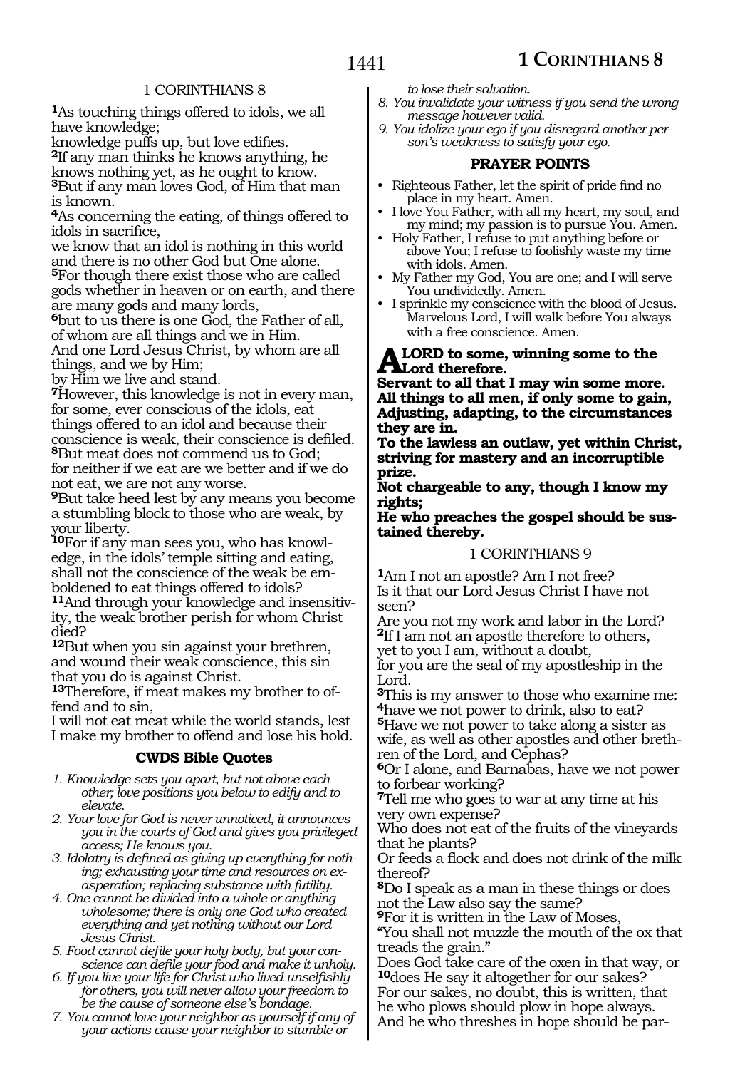## 1 CORINTHIANS 8

[1]As touching things offered to idols, we all have knowledge;
knowledge puffs up, but love edifies.
[2]If any man thinks he knows anything, he knows nothing yet, as he ought to know.
[3]But if any man loves God, of Him that man is known.
[4]As concerning the eating, of things offered to idols in sacrifice,
we know that an idol is nothing in this world and there is no other God but One alone.
[5]For though there exist those who are called gods whether in heaven or on earth, and there are many gods and many lords,
[6]but to us there is one God, the Father of all, of whom are all things and we in Him.
And one Lord Jesus Christ, by whom are all things, and we by Him;
by Him we live and stand.
[7]However, this knowledge is not in every man, for some, ever conscious of the idols, eat things offered to an idol and because their conscience is weak, their conscience is defiled.
[8]But meat does not commend us to God;
for neither if we eat are we better and if we do not eat, we are not any worse.
[9]But take heed lest by any means you become a stumbling block to those who are weak, by your liberty.
[10]For if any man sees you, who has knowledge, in the idols' temple sitting and eating, shall not the conscience of the weak be emboldened to eat things offered to idols?
[11]And through your knowledge and insensitivity, the weak brother perish for whom Christ died?
[12]But when you sin against your brethren, and wound their weak conscience, this sin that you do is against Christ.
[13]Therefore, if meat makes my brother to offend and to sin,
I will not eat meat while the world stands, lest I make my brother to offend and lose his hold.

### CWDS Bible Quotes

1. *Knowledge sets you apart, but not above each other; love positions you below to edify and to elevate.*
2. *Your love for God is never unnoticed, it announces you in the courts of God and gives you privileged access; He knows you.*
3. *Idolatry is defined as giving up everything for nothing; exhausting your time and resources on exasperation; replacing substance with futility.*
4. *One cannot be divided into a whole or anything wholesome; there is only one God who created everything and yet nothing without our Lord Jesus Christ.*
5. *Food cannot defile your holy body, but your conscience can defile your food and make it unholy.*
6. *If you live your life for Christ who lived unselfishly for others, you will never allow your freedom to be the cause of someone else's bondage.*
7. *You cannot love your neighbor as yourself if any of your actions cause your neighbor to stumble or to lose their salvation.*
8. *You invalidate your witness if you send the wrong message however valid.*
9. *You idolize your ego if you disregard another person's weakness to satisfy your ego.*

### PRAYER POINTS

- Righteous Father, let the spirit of pride find no place in my heart. Amen.
- I love You Father, with all my heart, my soul, and my mind; my passion is to pursue You. Amen.
- Holy Father, I refuse to put anything before or above You; I refuse to foolishly waste my time with idols. Amen.
- My Father my God, You are one; and I will serve You undividedly. Amen.
- I sprinkle my conscience with the blood of Jesus. Marvelous Lord, I will walk before You always with a free conscience. Amen.

**A LORD to some, winning some to the Lord therefore.**
**Servant to all that I may win some more.**
**All things to all men, if only some to gain,**
**Adjusting, adapting, to the circumstances they are in.**
**To the lawless an outlaw, yet within Christ, striving for mastery and an incorruptible prize.**
**Not chargeable to any, though I know my rights;**
**He who preaches the gospel should be sustained thereby.**

## 1 CORINTHIANS 9

[1]Am I not an apostle? Am I not free?
Is it that our Lord Jesus Christ I have not seen?
Are you not my work and labor in the Lord?
[2]If I am not an apostle therefore to others,
yet to you I am, without a doubt,
for you are the seal of my apostleship in the Lord.
[3]This is my answer to those who examine me:
[4]have we not power to drink, also to eat?
[5]Have we not power to take along a sister as wife, as well as other apostles and other brethren of the Lord, and Cephas?
[6]Or I alone, and Barnabas, have we not power to forbear working?
[7]Tell me who goes to war at any time at his very own expense?
Who does not eat of the fruits of the vineyards that he plants?
Or feeds a flock and does not drink of the milk thereof?
[8]Do I speak as a man in these things or does not the Law also say the same?
[9]For it is written in the Law of Moses,
"You shall not muzzle the mouth of the ox that treads the grain."
Does God take care of the oxen in that way, or
[10]does He say it altogether for our sakes?
For our sakes, no doubt, this is written, that he who plows should plow in hope always.
And he who threshes in hope should be par-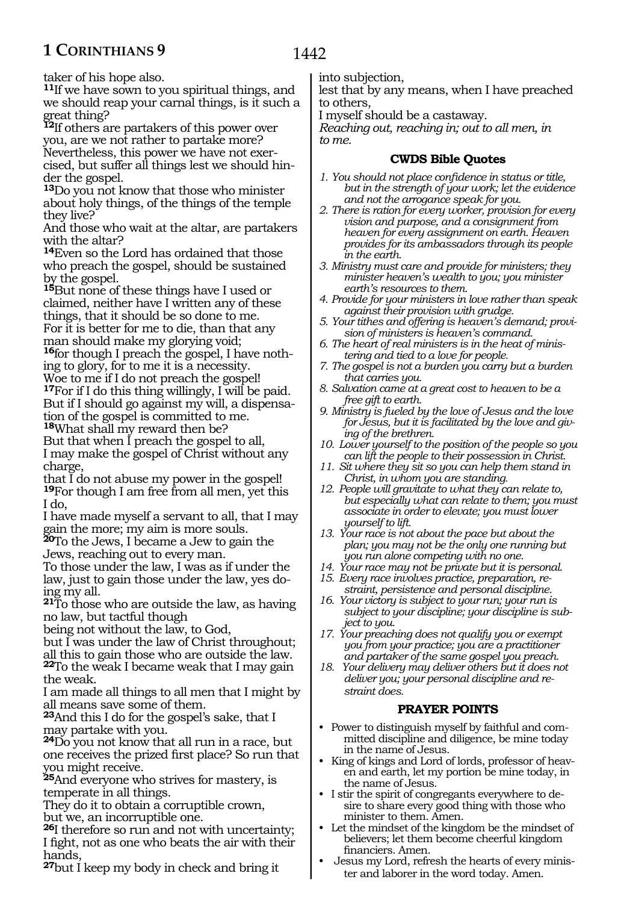taker of his hope also.
**11**If we have sown to you spiritual things, and we should reap your carnal things, is it such a great thing?
**12**If others are partakers of this power over you, are we not rather to partake more?
Nevertheless, this power we have not exercised, but suffer all things lest we should hinder the gospel.
**13**Do you not know that those who minister about holy things, of the things of the temple they live?
And those who wait at the altar, are partakers with the altar?
**14**Even so the Lord has ordained that those who preach the gospel, should be sustained by the gospel.
**15**But none of these things have I used or claimed, neither have I written any of these things, that it should be so done to me.
For it is better for me to die, than that any man should make my glorying void;
**16**for though I preach the gospel, I have nothing to glory, for to me it is a necessity.
Woe to me if I do not preach the gospel!
**17**For if I do this thing willingly, I will be paid.
But if I should go against my will, a dispensation of the gospel is committed to me.
**18**What shall my reward then be?
But that when I preach the gospel to all,
I may make the gospel of Christ without any charge,
that I do not abuse my power in the gospel!
**19**For though I am free from all men, yet this I do,
I have made myself a servant to all, that I may gain the more; my aim is more souls.
**20**To the Jews, I became a Jew to gain the Jews, reaching out to every man.
To those under the law, I was as if under the law, just to gain those under the law, yes doing my all.
**21**To those who are outside the law, as having no law, but tactful though
being not without the law, to God,
but I was under the law of Christ throughout; all this to gain those who are outside the law.
**22**To the weak I became weak that I may gain the weak.
I am made all things to all men that I might by all means save some of them.
**23**And this I do for the gospel's sake, that I may partake with you.
**24**Do you not know that all run in a race, but one receives the prized first place? So run that you might receive.
**25**And everyone who strives for mastery, is temperate in all things.
They do it to obtain a corruptible crown,
but we, an incorruptible one.
**26**I therefore so run and not with uncertainty;
I fight, not as one who beats the air with their hands,
**27**but I keep my body in check and bring it into subjection,
lest that by any means, when I have preached to others,
I myself should be a castaway.
*Reaching out, reaching in; out to all men, in to me.*

### CWDS Bible Quotes

1. *You should not place confidence in status or title, but in the strength of your work; let the evidence and not the arrogance speak for you.*
2. *There is ration for every worker, provision for every vision and purpose, and a consignment from heaven for every assignment on earth. Heaven provides for its ambassadors through its people in the earth.*
3. *Ministry must care and provide for ministers; they minister heaven's wealth to you; you minister earth's resources to them.*
4. *Provide for your ministers in love rather than speak against their provision with grudge.*
5. *Your tithes and offering is heaven's demand; provision of ministers is heaven's command.*
6. *The heart of real ministers is in the heat of ministering and tied to a love for people.*
7. *The gospel is not a burden you carry but a burden that carries you.*
8. *Salvation came at a great cost to heaven to be a free gift to earth.*
9. *Ministry is fueled by the love of Jesus and the love for Jesus, but it is facilitated by the love and giving of the brethren.*
10. *Lower yourself to the position of the people so you can lift the people to their possession in Christ.*
11. *Sit where they sit so you can help them stand in Christ, in whom you are standing.*
12. *People will gravitate to what they can relate to, but especially what can relate to them; you must associate in order to elevate; you must lower yourself to lift.*
13. *Your race is not about the pace but about the plan; you may not be the only one running but you run alone competing with no one.*
14. *Your race may not be private but it is personal.*
15. *Every race involves practice, preparation, restraint, persistence and personal discipline.*
16. *Your victory is subject to your run; your run is subject to your discipline; your discipline is subject to you.*
17. *Your preaching does not qualify you or exempt you from your practice; you are a practitioner and partaker of the same gospel you preach.*
18. *Your delivery may deliver others but it does not deliver you; your personal discipline and restraint does.*

### PRAYER POINTS

- Power to distinguish myself by faithful and committed discipline and diligence, be mine today in the name of Jesus.
- King of kings and Lord of lords, professor of heaven and earth, let my portion be mine today, in the name of Jesus.
- I stir the spirit of congregants everywhere to desire to share every good thing with those who minister to them. Amen.
- Let the mindset of the kingdom be the mindset of believers; let them become cheerful kingdom financiers. Amen.
- Jesus my Lord, refresh the hearts of every minister and laborer in the word today. Amen.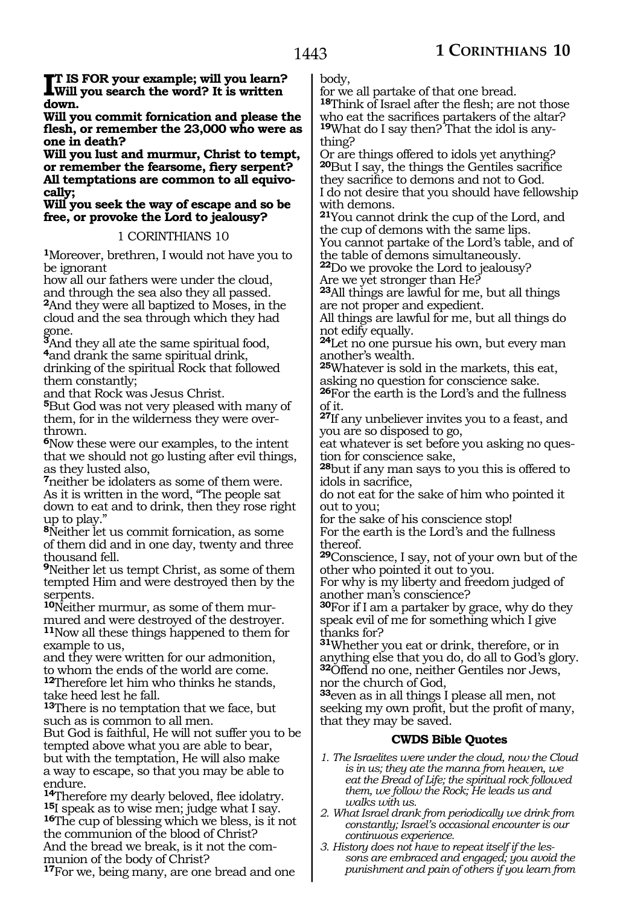**IT IS FOR your example; will you learn? Will you search the word? It is written down.**
**Will you commit fornication and please the flesh, or remember the 23,000 who were as one in death?**
**Will you lust and murmur, Christ to tempt, or remember the fearsome, fiery serpent?**
**All temptations are common to all equivocally;**
**Will you seek the way of escape and so be free, or provoke the Lord to jealousy?**

1 CORINTHIANS 10

**1**Moreover, brethren, I would not have you to be ignorant
how all our fathers were under the cloud, and through the sea also they all passed.
**2**And they were all baptized to Moses, in the cloud and the sea through which they had gone.
**3**And they all ate the same spiritual food,
**4**and drank the same spiritual drink, drinking of the spiritual Rock that followed them constantly;
and that Rock was Jesus Christ.
**5**But God was not very pleased with many of them, for in the wilderness they were overthrown.
**6**Now these were our examples, to the intent that we should not go lusting after evil things, as they lusted also,
**7**neither be idolaters as some of them were.
As it is written in the word, "The people sat down to eat and to drink, then they rose right up to play."
**8**Neither let us commit fornication, as some of them did and in one day, twenty and three thousand fell.
**9**Neither let us tempt Christ, as some of them tempted Him and were destroyed then by the serpents.
**10**Neither murmur, as some of them murmured and were destroyed of the destroyer.
**11**Now all these things happened to them for example to us,
and they were written for our admonition, to whom the ends of the world are come.
**12**Therefore let him who thinks he stands, take heed lest he fall.
**13**There is no temptation that we face, but such as is common to all men.
But God is faithful, He will not suffer you to be tempted above what you are able to bear, but with the temptation, He will also make a way to escape, so that you may be able to endure.
**14**Therefore my dearly beloved, flee idolatry.
**15**I speak as to wise men; judge what I say.
**16**The cup of blessing which we bless, is it not the communion of the blood of Christ?
And the bread we break, is it not the communion of the body of Christ?
**17**For we, being many, are one bread and one body,
for we all partake of that one bread.
**18**Think of Israel after the flesh; are not those who eat the sacrifices partakers of the altar?
**19**What do I say then? That the idol is anything?
Or are things offered to idols yet anything?
**20**But I say, the things the Gentiles sacrifice they sacrifice to demons and not to God.
I do not desire that you should have fellowship with demons.
**21**You cannot drink the cup of the Lord, and the cup of demons with the same lips.
You cannot partake of the Lord's table, and of the table of demons simultaneously.
**22**Do we provoke the Lord to jealousy?
Are we yet stronger than He?
**23**All things are lawful for me, but all things are not proper and expedient.
All things are lawful for me, but all things do not edify equally.
**24**Let no one pursue his own, but every man another's wealth.
**25**Whatever is sold in the markets, this eat, asking no question for conscience sake.
**26**For the earth is the Lord's and the fullness of it.
**27**If any unbeliever invites you to a feast, and you are so disposed to go,
eat whatever is set before you asking no question for conscience sake,
**28**but if any man says to you this is offered to idols in sacrifice,
do not eat for the sake of him who pointed it out to you;
for the sake of his conscience stop!
For the earth is the Lord's and the fullness thereof.
**29**Conscience, I say, not of your own but of the other who pointed it out to you.
For why is my liberty and freedom judged of another man's conscience?
**30**For if I am a partaker by grace, why do they speak evil of me for something which I give thanks for?
**31**Whether you eat or drink, therefore, or in anything else that you do, do all to God's glory.
**32**Offend no one, neither Gentiles nor Jews, nor the church of God,
**33**even as in all things I please all men, not seeking my own profit, but the profit of many, that they may be saved.

### CWDS Bible Quotes

1. *The Israelites were under the cloud, now the Cloud is in us; they ate the manna from heaven, we eat the Bread of Life; the spiritual rock followed them, we follow the Rock; He leads us and walks with us.*
2. *What Israel drank from periodically we drink from constantly; Israel's occasional encounter is our continuous experience.*
3. *History does not have to repeat itself if the lessons are embraced and engaged; you avoid the punishment and pain of others if you learn from*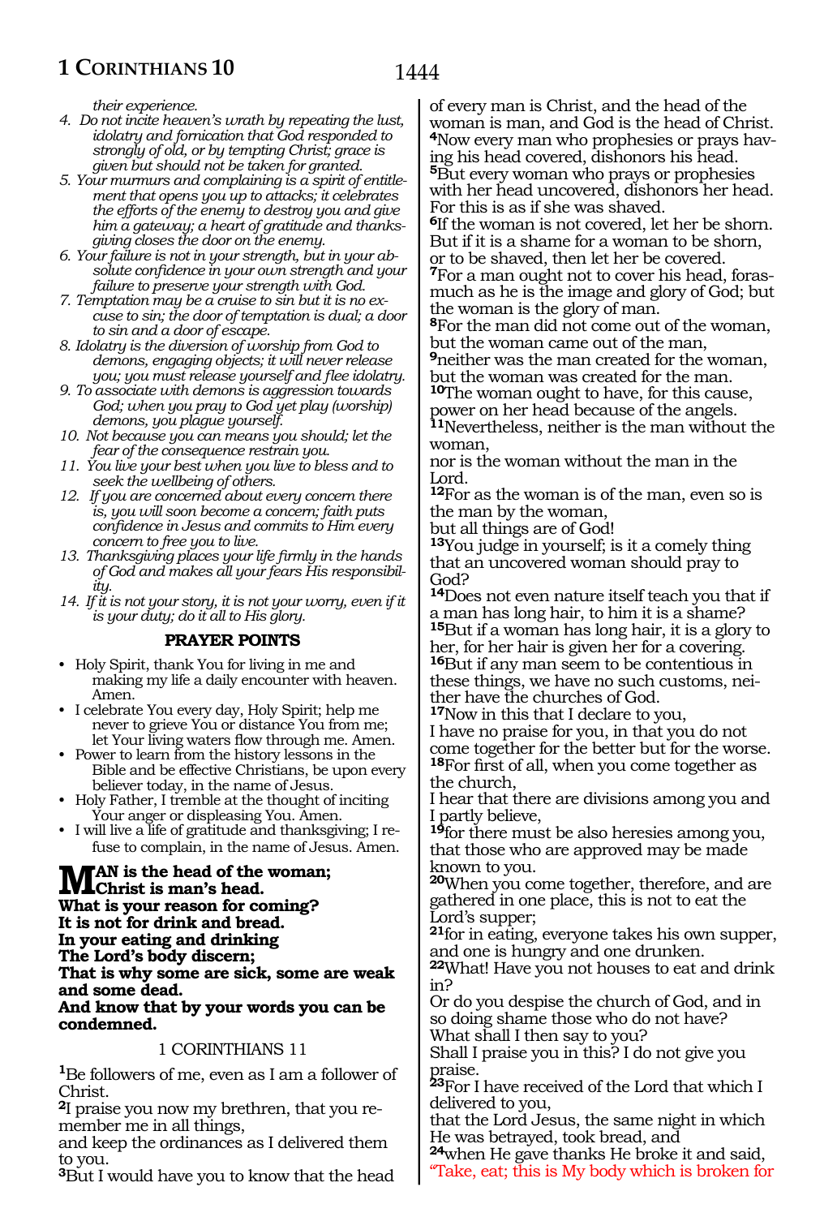*their experience.*

4. *Do not incite heaven's wrath by repeating the lust, idolatry and fornication that God responded to strongly of old, or by tempting Christ; grace is given but should not be taken for granted.*
5. *Your murmurs and complaining is a spirit of entitlement that opens you up to attacks; it celebrates the efforts of the enemy to destroy you and give him a gateway; a heart of gratitude and thanksgiving closes the door on the enemy.*
6. *Your failure is not in your strength, but in your absolute confidence in your own strength and your failure to preserve your strength with God.*
7. *Temptation may be a cruise to sin but it is no excuse to sin; the door of temptation is dual; a door to sin and a door of escape.*
8. *Idolatry is the diversion of worship from God to demons, engaging objects; it will never release you; you must release yourself and flee idolatry.*
9. *To associate with demons is aggression towards God; when you pray to God yet play (worship) demons, you plague yourself.*
10. *Not because you can means you should; let the fear of the consequence restrain you.*
11. *You live your best when you live to bless and to seek the wellbeing of others.*
12. *If you are concerned about every concern there is, you will soon become a concern; faith puts confidence in Jesus and commits to Him every concern to free you to live.*
13. *Thanksgiving places your life firmly in the hands of God and makes all your fears His responsibility.*
14. *If it is not your story, it is not your worry, even if it is your duty; do it all to His glory.*

### PRAYER POINTS

- Holy Spirit, thank You for living in me and making my life a daily encounter with heaven. Amen.
- I celebrate You every day, Holy Spirit; help me never to grieve You or distance You from me; let Your living waters flow through me. Amen.
- Power to learn from the history lessons in the Bible and be effective Christians, be upon every believer today, in the name of Jesus.
- Holy Father, I tremble at the thought of inciting Your anger or displeasing You. Amen.
- I will live a life of gratitude and thanksgiving; I refuse to complain, in the name of Jesus. Amen.

**MAN is the head of the woman;**
**Christ is man's head.**
**What is your reason for coming?**
**It is not for drink and bread.**
**In your eating and drinking**
**The Lord's body discern;**
**That is why some are sick, some are weak and some dead.**
**And know that by your words you can be condemned.**

## 1 CORINTHIANS 11

**1**Be followers of me, even as I am a follower of Christ.
**2**I praise you now my brethren, that you remember me in all things,
and keep the ordinances as I delivered them to you.
**3**But I would have you to know that the head of every man is Christ, and the head of the woman is man, and God is the head of Christ.
**4**Now every man who prophesies or prays having his head covered, dishonors his head.
**5**But every woman who prays or prophesies with her head uncovered, dishonors her head. For this is as if she was shaved.
**6**If the woman is not covered, let her be shorn. But if it is a shame for a woman to be shorn, or to be shaved, then let her be covered.
**7**For a man ought not to cover his head, forasmuch as he is the image and glory of God; but the woman is the glory of man.
**8**For the man did not come out of the woman, but the woman came out of the man,
**9**neither was the man created for the woman, but the woman was created for the man.
**10**The woman ought to have, for this cause, power on her head because of the angels.
**11**Nevertheless, neither is the man without the woman,
nor is the woman without the man in the Lord.
**12**For as the woman is of the man, even so is the man by the woman,
but all things are of God!
**13**You judge in yourself; is it a comely thing that an uncovered woman should pray to God?
**14**Does not even nature itself teach you that if a man has long hair, to him it is a shame?
**15**But if a woman has long hair, it is a glory to her, for her hair is given her for a covering.
**16**But if any man seem to be contentious in these things, we have no such customs, neither have the churches of God.
**17**Now in this that I declare to you,
I have no praise for you, in that you do not come together for the better but for the worse.
**18**For first of all, when you come together as the church,
I hear that there are divisions among you and I partly believe,
**19**for there must be also heresies among you, that those who are approved may be made known to you.
**20**When you come together, therefore, and are gathered in one place, this is not to eat the Lord's supper;
**21**for in eating, everyone takes his own supper, and one is hungry and one drunken.
**22**What! Have you not houses to eat and drink in?
Or do you despise the church of God, and in so doing shame those who do not have?
What shall I then say to you?
Shall I praise you in this? I do not give you praise.
**23**For I have received of the Lord that which I delivered to you,
that the Lord Jesus, the same night in which He was betrayed, took bread, and
**24**when He gave thanks He broke it and said, "Take, eat; this is My body which is broken for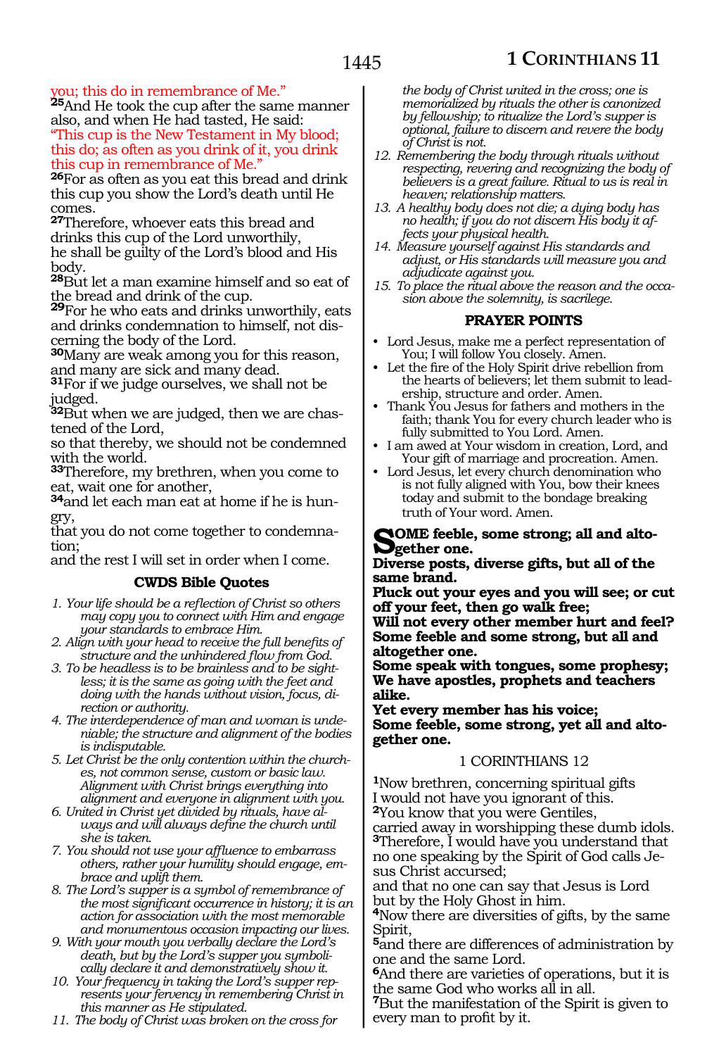you; this do in remembrance of Me."

**25**And He took the cup after the same manner also, and when He had tasted, He said:
"This cup is the New Testament in My blood; this do; as often as you drink of it, you drink this cup in remembrance of Me."

**26**For as often as you eat this bread and drink this cup you show the Lord's death until He comes.

**27**Therefore, whoever eats this bread and drinks this cup of the Lord unworthily,
he shall be guilty of the Lord's blood and His body.

**28**But let a man examine himself and so eat of the bread and drink of the cup.

**29**For he who eats and drinks unworthily, eats and drinks condemnation to himself, not discerning the body of the Lord.

**30**Many are weak among you for this reason, and many are sick and many dead.

**31**For if we judge ourselves, we shall not be judged.

**32**But when we are judged, then we are chastened of the Lord,
so that thereby, we should not be condemned with the world.

**33**Therefore, my brethren, when you come to eat, wait one for another,

**34**and let each man eat at home if he is hungry,
that you do not come together to condemnation;
and the rest I will set in order when I come.

### CWDS Bible Quotes

1. *Your life should be a reflection of Christ so others may copy you to connect with Him and engage your standards to embrace Him.*
2. *Align with your head to receive the full benefits of structure and the unhindered flow from God.*
3. *To be headless is to be brainless and to be sightless; it is the same as going with the feet and doing with the hands without vision, focus, direction or authority.*
4. *The interdependence of man and woman is undeniable; the structure and alignment of the bodies is indisputable.*
5. *Let Christ be the only contention within the churches, not common sense, custom or basic law. Alignment with Christ brings everything into alignment and everyone in alignment with you.*
6. *United in Christ yet divided by rituals, have always and will always define the church until she is taken.*
7. *You should not use your affluence to embarrass others, rather your humility should engage, embrace and uplift them.*
8. *The Lord's supper is a symbol of remembrance of the most significant occurrence in history; it is an action for association with the most memorable and monumentous occasion impacting our lives.*
9. *With your mouth you verbally declare the Lord's death, but by the Lord's supper you symbolically declare it and demonstratively show it.*
10. *Your frequency in taking the Lord's supper represents your fervency in remembering Christ in this manner as He stipulated.*
11. *The body of Christ was broken on the cross for the body of Christ united in the cross; one is memorialized by rituals the other is canonized by fellowship; to ritualize the Lord's supper is optional, failure to discern and revere the body of Christ is not.*
12. *Remembering the body through rituals without respecting, revering and recognizing the body of believers is a great failure. Ritual to us is real in heaven; relationship matters.*
13. *A healthy body does not die; a dying body has no health; if you do not discern His body it affects your physical health.*
14. *Measure yourself against His standards and adjust, or His standards will measure you and adjudicate against you.*
15. *To place the ritual above the reason and the occasion above the solemnity, is sacrilege.*

### PRAYER POINTS

- Lord Jesus, make me a perfect representation of You; I will follow You closely. Amen.
- Let the fire of the Holy Spirit drive rebellion from the hearts of believers; let them submit to leadership, structure and order. Amen.
- Thank You Jesus for fathers and mothers in the faith; thank You for every church leader who is fully submitted to You Lord. Amen.
- I am awed at Your wisdom in creation, Lord, and Your gift of marriage and procreation. Amen.
- Lord Jesus, let every church denomination who is not fully aligned with You, bow their knees today and submit to the bondage breaking truth of Your word. Amen.

**SOME feeble, some strong; all and altogether one.**
**Diverse posts, diverse gifts, but all of the same brand.**
**Pluck out your eyes and you will see; or cut off your feet, then go walk free;**
**Will not every other member hurt and feel?**
**Some feeble and some strong, but all and altogether one.**
**Some speak with tongues, some prophesy;**
**We have apostles, prophets and teachers alike.**
**Yet every member has his voice;**
**Some feeble, some strong, yet all and altogether one.**

## 1 CORINTHIANS 12

**1**Now brethren, concerning spiritual gifts
I would not have you ignorant of this.

**2**You know that you were Gentiles,
carried away in worshipping these dumb idols.

**3**Therefore, I would have you understand that no one speaking by the Spirit of God calls Jesus Christ accursed;
and that no one can say that Jesus is Lord but by the Holy Ghost in him.

**4**Now there are diversities of gifts, by the same Spirit,

**5**and there are differences of administration by one and the same Lord.

**6**And there are varieties of operations, but it is the same God who works all in all.

**7**But the manifestation of the Spirit is given to every man to profit by it.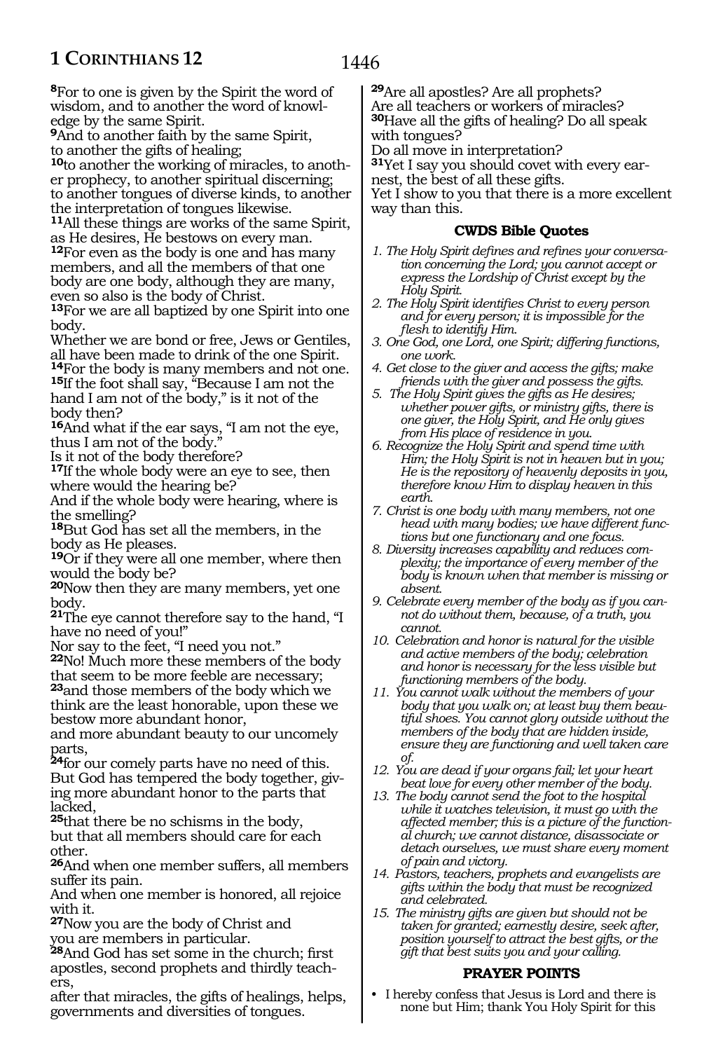**8**For to one is given by the Spirit the word of wisdom, and to another the word of knowledge by the same Spirit.
**9**And to another faith by the same Spirit,
to another the gifts of healing;
**10**to another the working of miracles, to another prophecy, to another spiritual discerning;
to another tongues of diverse kinds, to another the interpretation of tongues likewise.
**11**All these things are works of the same Spirit, as He desires, He bestows on every man.
**12**For even as the body is one and has many members, and all the members of that one body are one body, although they are many, even so also is the body of Christ.
**13**For we are all baptized by one Spirit into one body.
Whether we are bond or free, Jews or Gentiles, all have been made to drink of the one Spirit.
**14**For the body is many members and not one.
**15**If the foot shall say, "Because I am not the hand I am not of the body," is it not of the body then?
**16**And what if the ear says, "I am not the eye, thus I am not of the body."
Is it not of the body therefore?
**17**If the whole body were an eye to see, then where would the hearing be?
And if the whole body were hearing, where is the smelling?
**18**But God has set all the members, in the body as He pleases.
**19**Or if they were all one member, where then would the body be?
**20**Now then they are many members, yet one body.
**21**The eye cannot therefore say to the hand, "I have no need of you!"
Nor say to the feet, "I need you not."
**22**No! Much more these members of the body that seem to be more feeble are necessary;
**23**and those members of the body which we think are the least honorable, upon these we bestow more abundant honor,
and more abundant beauty to our uncomely parts,
**24**for our comely parts have no need of this.
But God has tempered the body together, giving more abundant honor to the parts that lacked,
**25**that there be no schisms in the body,
but that all members should care for each other.
**26**And when one member suffers, all members suffer its pain.
And when one member is honored, all rejoice with it.
**27**Now you are the body of Christ and
you are members in particular.
**28**And God has set some in the church; first apostles, second prophets and thirdly teachers,
after that miracles, the gifts of healings, helps, governments and diversities of tongues.
**29**Are all apostles? Are all prophets?
Are all teachers or workers of miracles?
**30**Have all the gifts of healing? Do all speak with tongues?
Do all move in interpretation?
**31**Yet I say you should covet with every earnest, the best of all these gifts.
Yet I show to you that there is a more excellent way than this.

### CWDS Bible Quotes

1. *The Holy Spirit defines and refines your conversation concerning the Lord; you cannot accept or express the Lordship of Christ except by the Holy Spirit.*
2. *The Holy Spirit identifies Christ to every person and for every person; it is impossible for the flesh to identify Him.*
3. *One God, one Lord, one Spirit; differing functions, one work.*
4. *Get close to the giver and access the gifts; make friends with the giver and possess the gifts.*
5. *The Holy Spirit gives the gifts as He desires; whether power gifts, or ministry gifts, there is one giver, the Holy Spirit, and He only gives from His place of residence in you.*
6. *Recognize the Holy Spirit and spend time with Him; the Holy Spirit is not in heaven but in you; He is the repository of heavenly deposits in you, therefore know Him to display heaven in this earth.*
7. *Christ is one body with many members, not one head with many bodies; we have different functions but one functionary and one focus.*
8. *Diversity increases capability and reduces complexity; the importance of every member of the body is known when that member is missing or absent.*
9. *Celebrate every member of the body as if you cannot do without them, because, of a truth, you cannot.*
10. *Celebration and honor is natural for the visible and active members of the body; celebration and honor is necessary for the less visible but functioning members of the body.*
11. *You cannot walk without the members of your body that you walk on; at least buy them beautiful shoes. You cannot glory outside without the members of the body that are hidden inside, ensure they are functioning and well taken care of.*
12. *You are dead if your organs fail; let your heart beat love for every other member of the body.*
13. *The body cannot send the foot to the hospital while it watches television, it must go with the affected member; this is a picture of the functional church; we cannot distance, disassociate or detach ourselves, we must share every moment of pain and victory.*
14. *Pastors, teachers, prophets and evangelists are gifts within the body that must be recognized and celebrated.*
15. *The ministry gifts are given but should not be taken for granted; earnestly desire, seek after, position yourself to attract the best gifts, or the gift that best suits you and your calling.*

### PRAYER POINTS

- I hereby confess that Jesus is Lord and there is none but Him; thank You Holy Spirit for this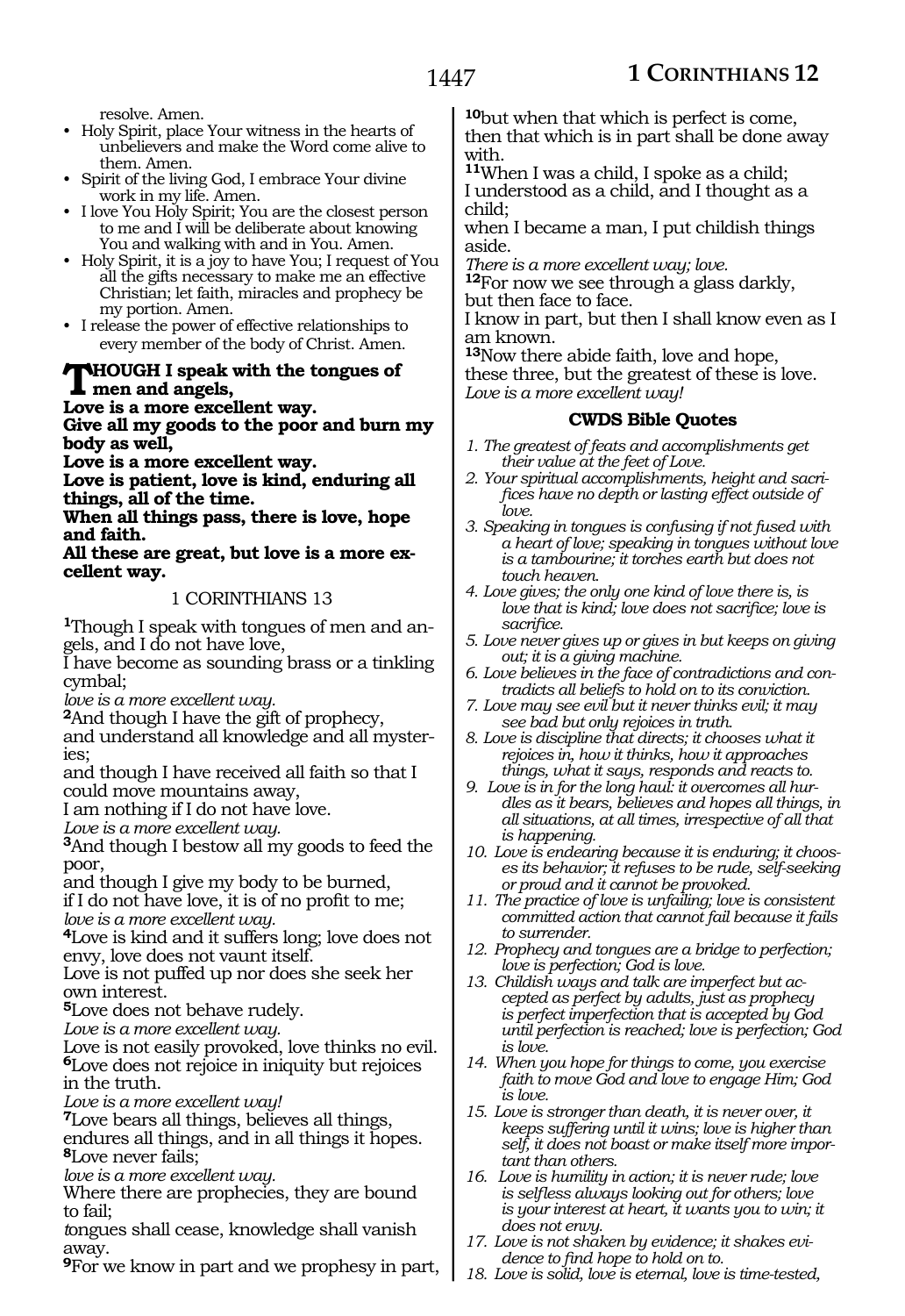resolve. Amen.

- Holy Spirit, place Your witness in the hearts of unbelievers and make the Word come alive to them. Amen.
- Spirit of the living God, I embrace Your divine work in my life. Amen.
- I love You Holy Spirit; You are the closest person to me and I will be deliberate about knowing You and walking with and in You. Amen.
- Holy Spirit, it is a joy to have You; I request of You all the gifts necessary to make me an effective Christian; let faith, miracles and prophecy be my portion. Amen.
- I release the power of effective relationships to every member of the body of Christ. Amen.

**THOUGH I speak with the tongues of men and angels,**
**Love is a more excellent way.**
**Give all my goods to the poor and burn my body as well,**
**Love is a more excellent way.**
**Love is patient, love is kind, enduring all things, all of the time.**
**When all things pass, there is love, hope and faith.**
**All these are great, but love is a more excellent way.**

## 1 CORINTHIANS 13

[1]Though I speak with tongues of men and angels, and I do not have love,
I have become as sounding brass or a tinkling cymbal;
*love is a more excellent way.*
[2]And though I have the gift of prophecy,
and understand all knowledge and all mysteries;
and though I have received all faith so that I could move mountains away,
I am nothing if I do not have love.
*Love is a more excellent way.*
[3]And though I bestow all my goods to feed the poor,
and though I give my body to be burned,
if I do not have love, it is of no profit to me;
*love is a more excellent way.*
[4]Love is kind and it suffers long; love does not envy, love does not vaunt itself.
Love is not puffed up nor does she seek her own interest.
[5]Love does not behave rudely.
*Love is a more excellent way.*
Love is not easily provoked, love thinks no evil.
[6]Love does not rejoice in iniquity but rejoices in the truth.
*Love is a more excellent way!*
[7]Love bears all things, believes all things, endures all things, and in all things it hopes.
[8]Love never fails;
*love is a more excellent way.*
Where there are prophecies, they are bound to fail;
*t*ongues shall cease, knowledge shall vanish away.
[9]For we know in part and we prophesy in part,
[10]but when that which is perfect is come, then that which is in part shall be done away with.
[11]When I was a child, I spoke as a child;
I understood as a child, and I thought as a child;
when I became a man, I put childish things aside.
*There is a more excellent way; love.*
[12]For now we see through a glass darkly,
but then face to face.
I know in part, but then I shall know even as I am known.
[13]Now there abide faith, love and hope,
these three, but the greatest of these is love.
*Love is a more excellent way!*

### CWDS Bible Quotes

1. *The greatest of feats and accomplishments get their value at the feet of Love.*
2. *Your spiritual accomplishments, height and sacrifices have no depth or lasting effect outside of love.*
3. *Speaking in tongues is confusing if not fused with a heart of love; speaking in tongues without love is a tambourine; it torches earth but does not touch heaven.*
4. *Love gives; the only one kind of love there is, is love that is kind; love does not sacrifice; love is sacrifice.*
5. *Love never gives up or gives in but keeps on giving out; it is a giving machine.*
6. *Love believes in the face of contradictions and contradicts all beliefs to hold on to its conviction.*
7. *Love may see evil but it never thinks evil; it may see bad but only rejoices in truth.*
8. *Love is discipline that directs; it chooses what it rejoices in, how it thinks, how it approaches things, what it says, responds and reacts to.*
9. *Love is in for the long haul: it overcomes all hurdles as it bears, believes and hopes all things, in all situations, at all times, irrespective of all that is happening.*
10. *Love is endearing because it is enduring; it chooses its behavior; it refuses to be rude, self-seeking or proud and it cannot be provoked.*
11. *The practice of love is unfailing; love is consistent committed action that cannot fail because it fails to surrender.*
12. *Prophecy and tongues are a bridge to perfection; love is perfection; God is love.*
13. *Childish ways and talk are imperfect but accepted as perfect by adults, just as prophecy is perfect imperfection that is accepted by God until perfection is reached; love is perfection; God is love.*
14. *When you hope for things to come, you exercise faith to move God and love to engage Him; God is love.*
15. *Love is stronger than death, it is never over, it keeps suffering until it wins; love is higher than self, it does not boast or make itself more important than others.*
16. *Love is humility in action; it is never rude; love is selfless always looking out for others; love is your interest at heart, it wants you to win; it does not envy.*
17. *Love is not shaken by evidence; it shakes evidence to find hope to hold on to.*
18. *Love is solid, love is eternal, love is time-tested,*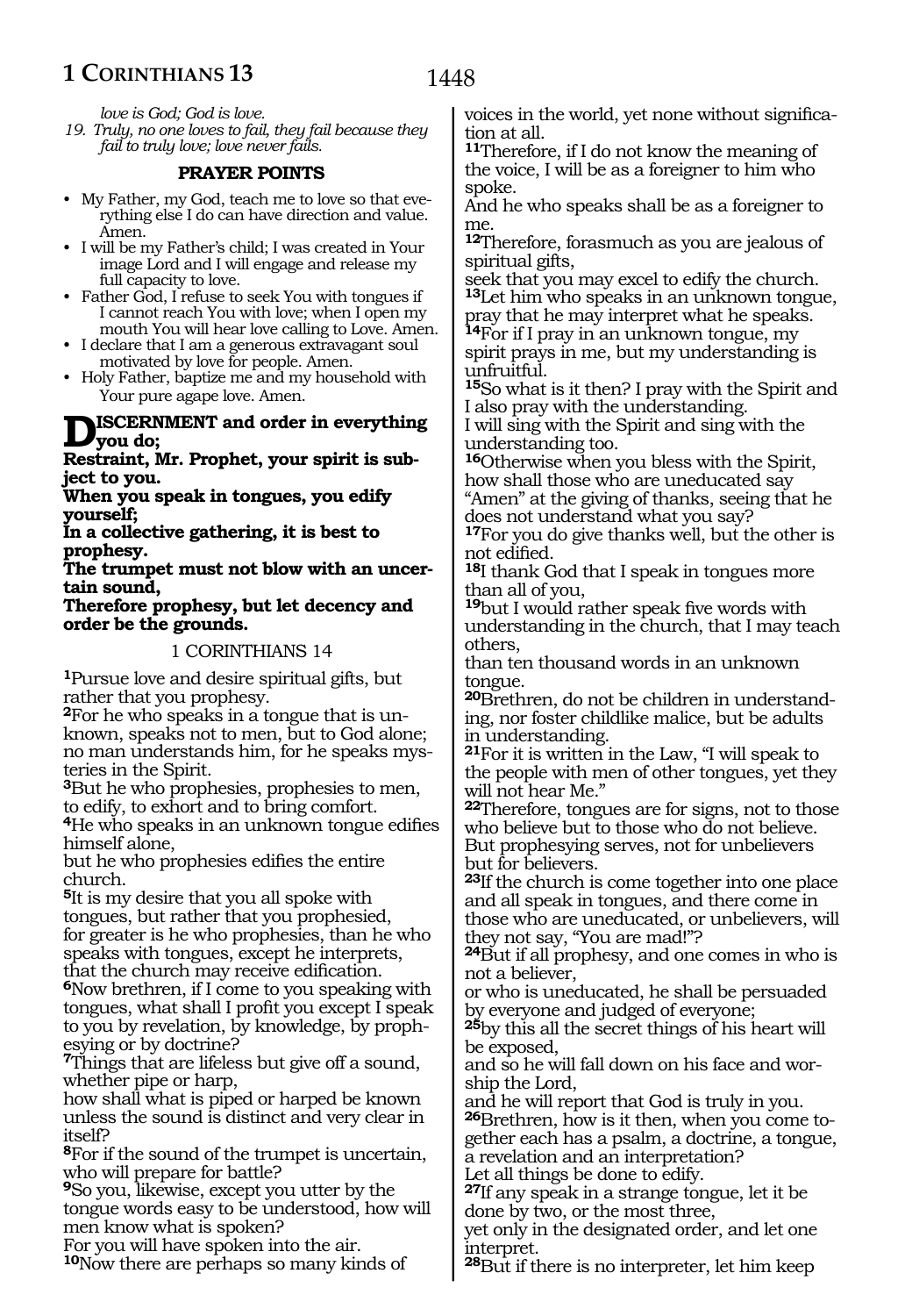*love is God; God is love.*

*19. Truly, no one loves to fail, they fail because they fail to truly love; love never fails.*

### PRAYER POINTS

- My Father, my God, teach me to love so that everything else I do can have direction and value. Amen.
- I will be my Father's child; I was created in Your image Lord and I will engage and release my full capacity to love.
- Father God, I refuse to seek You with tongues if I cannot reach You with love; when I open my mouth You will hear love calling to Love. Amen.
- I declare that I am a generous extravagant soul motivated by love for people. Amen.
- Holy Father, baptize me and my household with Your pure agape love. Amen.

**DISCERNMENT and order in everything you do;**
**Restraint, Mr. Prophet, your spirit is subject to you.**
**When you speak in tongues, you edify yourself;**
**In a collective gathering, it is best to prophesy.**
**The trumpet must not blow with an uncertain sound,**
**Therefore prophesy, but let decency and order be the grounds.**

## 1 CORINTHIANS 14

**1**Pursue love and desire spiritual gifts, but rather that you prophesy.
**2**For he who speaks in a tongue that is unknown, speaks not to men, but to God alone; no man understands him, for he speaks mysteries in the Spirit.
**3**But he who prophesies, prophesies to men, to edify, to exhort and to bring comfort.
**4**He who speaks in an unknown tongue edifies himself alone,
but he who prophesies edifies the entire church.
**5**It is my desire that you all spoke with tongues, but rather that you prophesied, for greater is he who prophesies, than he who speaks with tongues, except he interprets, that the church may receive edification.
**6**Now brethren, if I come to you speaking with tongues, what shall I profit you except I speak to you by revelation, by knowledge, by prophesying or by doctrine?
**7**Things that are lifeless but give off a sound, whether pipe or harp,
how shall what is piped or harped be known unless the sound is distinct and very clear in itself?
**8**For if the sound of the trumpet is uncertain, who will prepare for battle?
**9**So you, likewise, except you utter by the tongue words easy to be understood, how will men know what is spoken?
For you will have spoken into the air.
**10**Now there are perhaps so many kinds of voices in the world, yet none without signification at all.
**11**Therefore, if I do not know the meaning of the voice, I will be as a foreigner to him who spoke.
And he who speaks shall be as a foreigner to me.
**12**Therefore, forasmuch as you are jealous of spiritual gifts,
seek that you may excel to edify the church.
**13**Let him who speaks in an unknown tongue, pray that he may interpret what he speaks.
**14**For if I pray in an unknown tongue, my spirit prays in me, but my understanding is unfruitful.
**15**So what is it then? I pray with the Spirit and I also pray with the understanding.
I will sing with the Spirit and sing with the understanding too.
**16**Otherwise when you bless with the Spirit, how shall those who are uneducated say "Amen" at the giving of thanks, seeing that he does not understand what you say?
**17**For you do give thanks well, but the other is not edified.
**18**I thank God that I speak in tongues more than all of you,
**19**but I would rather speak five words with understanding in the church, that I may teach others,
than ten thousand words in an unknown tongue.
**20**Brethren, do not be children in understanding, nor foster childlike malice, but be adults in understanding.
**21**For it is written in the Law, "I will speak to the people with men of other tongues, yet they will not hear Me."
**22**Therefore, tongues are for signs, not to those who believe but to those who do not believe.
But prophesying serves, not for unbelievers but for believers.
**23**If the church is come together into one place and all speak in tongues, and there come in those who are uneducated, or unbelievers, will they not say, "You are mad!"?
**24**But if all prophesy, and one comes in who is not a believer,
or who is uneducated, he shall be persuaded by everyone and judged of everyone;
**25**by this all the secret things of his heart will be exposed,
and so he will fall down on his face and worship the Lord,
and he will report that God is truly in you.
**26**Brethren, how is it then, when you come together each has a psalm, a doctrine, a tongue, a revelation and an interpretation?
Let all things be done to edify.
**27**If any speak in a strange tongue, let it be done by two, or the most three,
yet only in the designated order, and let one interpret.
**28**But if there is no interpreter, let him keep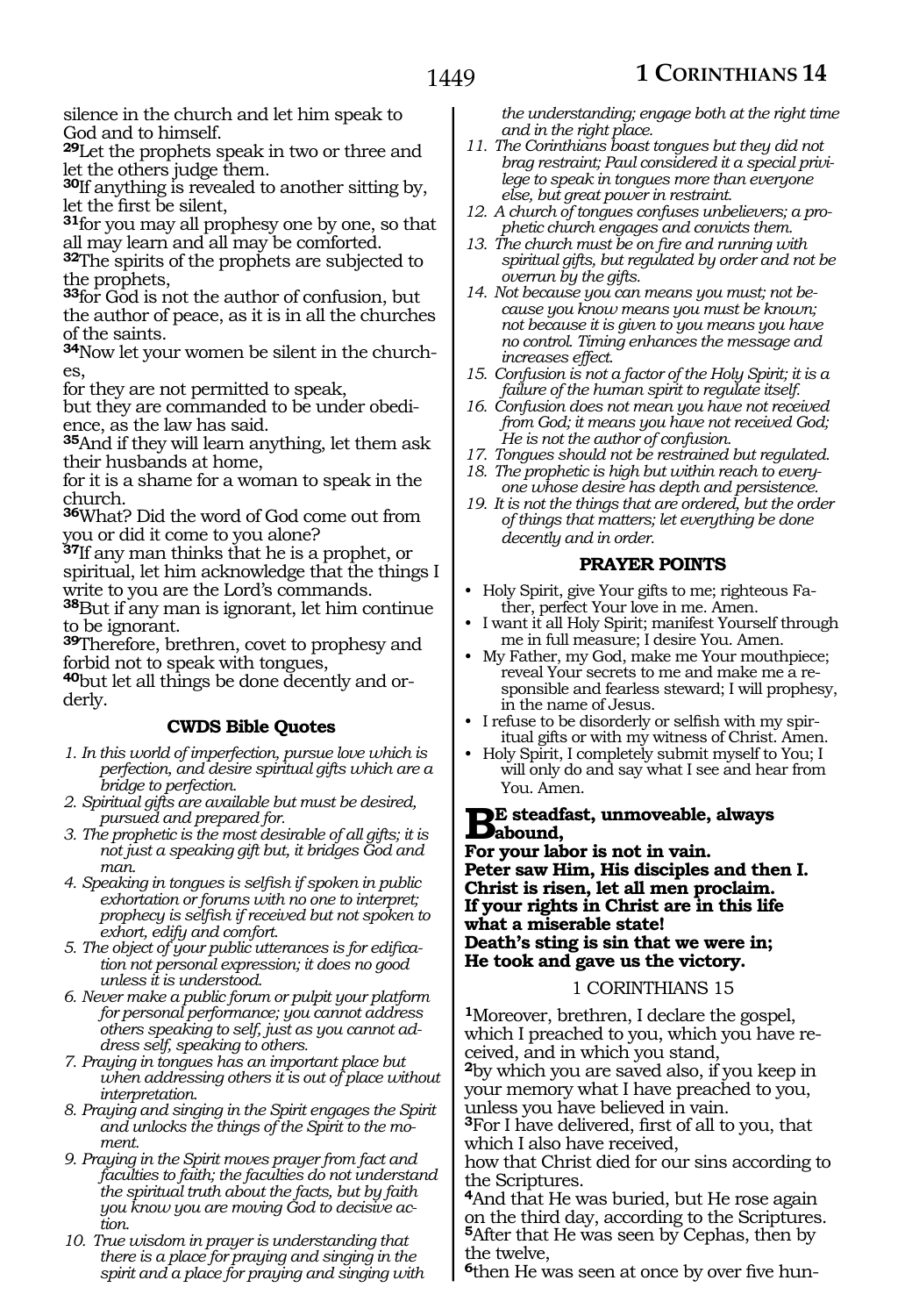silence in the church and let him speak to God and to himself.

**29**Let the prophets speak in two or three and let the others judge them.

**30**If anything is revealed to another sitting by, let the first be silent,

**31**for you may all prophesy one by one, so that all may learn and all may be comforted.

**32**The spirits of the prophets are subjected to the prophets,

**33**for God is not the author of confusion, but the author of peace, as it is in all the churches of the saints.

**34**Now let your women be silent in the churches,
for they are not permitted to speak,
but they are commanded to be under obedience, as the law has said.

**35**And if they will learn anything, let them ask their husbands at home,
for it is a shame for a woman to speak in the church.

**36**What? Did the word of God come out from you or did it come to you alone?

**37**If any man thinks that he is a prophet, or spiritual, let him acknowledge that the things I write to you are the Lord's commands.

**38**But if any man is ignorant, let him continue to be ignorant.

**39**Therefore, brethren, covet to prophesy and forbid not to speak with tongues,

**40**but let all things be done decently and orderly.

### CWDS Bible Quotes

1. *In this world of imperfection, pursue love which is perfection, and desire spiritual gifts which are a bridge to perfection.*
2. *Spiritual gifts are available but must be desired, pursued and prepared for.*
3. *The prophetic is the most desirable of all gifts; it is not just a speaking gift but, it bridges God and man.*
4. *Speaking in tongues is selfish if spoken in public exhortation or forums with no one to interpret; prophecy is selfish if received but not spoken to exhort, edify and comfort.*
5. *The object of your public utterances is for edification not personal expression; it does no good unless it is understood.*
6. *Never make a public forum or pulpit your platform for personal performance; you cannot address others speaking to self, just as you cannot address self, speaking to others.*
7. *Praying in tongues has an important place but when addressing others it is out of place without interpretation.*
8. *Praying and singing in the Spirit engages the Spirit and unlocks the things of the Spirit to the moment.*
9. *Praying in the Spirit moves prayer from fact and faculties to faith; the faculties do not understand the spiritual truth about the facts, but by faith you know you are moving God to decisive action.*
10. *True wisdom in prayer is understanding that there is a place for praying and singing in the spirit and a place for praying and singing with the understanding; engage both at the right time and in the right place.*
11. *The Corinthians boast tongues but they did not brag restraint; Paul considered it a special privilege to speak in tongues more than everyone else, but great power in restraint.*
12. *A church of tongues confuses unbelievers; a prophetic church engages and convicts them.*
13. *The church must be on fire and running with spiritual gifts, but regulated by order and not be overrun by the gifts.*
14. *Not because you can means you must; not because you know means you must be known; not because it is given to you means you have no control. Timing enhances the message and increases effect.*
15. *Confusion is not a factor of the Holy Spirit; it is a failure of the human spirit to regulate itself.*
16. *Confusion does not mean you have not received from God; it means you have not received God; He is not the author of confusion.*
17. *Tongues should not be restrained but regulated.*
18. *The prophetic is high but within reach to everyone whose desire has depth and persistence.*
19. *It is not the things that are ordered, but the order of things that matters; let everything be done decently and in order.*

### PRAYER POINTS

- Holy Spirit, give Your gifts to me; righteous Father, perfect Your love in me. Amen.
- I want it all Holy Spirit; manifest Yourself through me in full measure; I desire You. Amen.
- My Father, my God, make me Your mouthpiece; reveal Your secrets to me and make me a responsible and fearless steward; I will prophesy, in the name of Jesus.
- I refuse to be disorderly or selfish with my spiritual gifts or with my witness of Christ. Amen.
- Holy Spirit, I completely submit myself to You; I will only do and say what I see and hear from You. Amen.

**BE steadfast, unmoveable, always abound,**
**For your labor is not in vain.**
**Peter saw Him, His disciples and then I.**
**Christ is risen, let all men proclaim.**
**If your rights in Christ are in this life**
**what a miserable state!**
**Death's sting is sin that we were in;**
**He took and gave us the victory.**

## 1 CORINTHIANS 15

**1**Moreover, brethren, I declare the gospel, which I preached to you, which you have received, and in which you stand,

**2**by which you are saved also, if you keep in your memory what I have preached to you, unless you have believed in vain.

**3**For I have delivered, first of all to you, that which I also have received,
how that Christ died for our sins according to the Scriptures.

**4**And that He was buried, but He rose again on the third day, according to the Scriptures.

**5**After that He was seen by Cephas, then by the twelve,

**6**then He was seen at once by over five hun-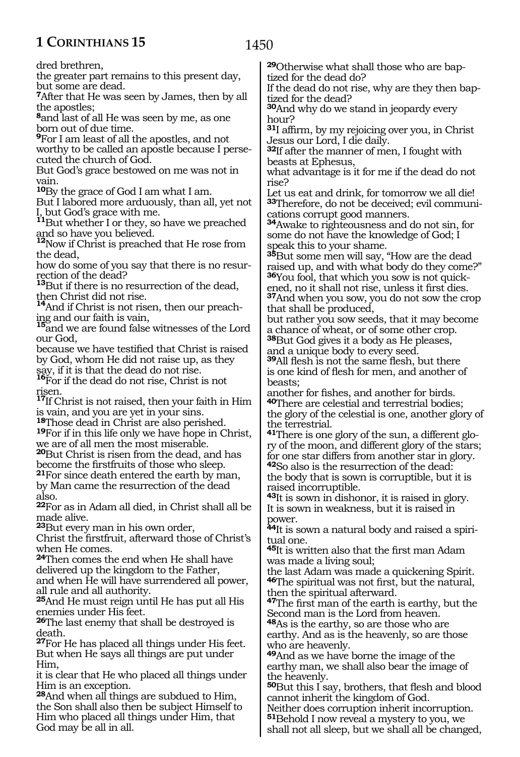dred brethren,
the greater part remains to this present day, but some are dead.
**7**After that He was seen by James, then by all the apostles;
**8**and last of all He was seen by me, as one born out of due time.
**9**For I am least of all the apostles, and not worthy to be called an apostle because I persecuted the church of God.
But God's grace bestowed on me was not in vain.
**10**By the grace of God I am what I am.
But I labored more arduously, than all, yet not I, but God's grace with me.
**11**But whether I or they, so have we preached and so have you believed.
**12**Now if Christ is preached that He rose from the dead,
how do some of you say that there is no resurrection of the dead?
**13**But if there is no resurrection of the dead, then Christ did not rise.
**14**And if Christ is not risen, then our preaching and our faith is vain,
**15**and we are found false witnesses of the Lord our God,
because we have testified that Christ is raised by God, whom He did not raise up, as they say, if it is that the dead do not rise.
**16**For if the dead do not rise, Christ is not risen.
**17**If Christ is not raised, then your faith in Him is vain, and you are yet in your sins.
**18**Those dead in Christ are also perished.
**19**For if in this life only we have hope in Christ, we are of all men the most miserable.
**20**But Christ is risen from the dead, and has become the firstfruits of those who sleep.
**21**For since death entered the earth by man, by Man came the resurrection of the dead also.
**22**For as in Adam all died, in Christ shall all be made alive.
**23**But every man in his own order,
Christ the firstfruit, afterward those of Christ's when He comes.
**24**Then comes the end when He shall have delivered up the kingdom to the Father,
and when He will have surrendered all power, all rule and all authority.
**25**And He must reign until He has put all His enemies under His feet.
**26**The last enemy that shall be destroyed is death.
**27**For He has placed all things under His feet.
But when He says all things are put under Him,
it is clear that He who placed all things under Him is an exception.
**28**And when all things are subdued to Him, the Son shall also then be subject Himself to Him who placed all things under Him, that God may be all in all.
**29**Otherwise what shall those who are baptized for the dead do?
If the dead do not rise, why are they then baptized for the dead?
**30**And why do we stand in jeopardy every hour?
**31**I affirm, by my rejoicing over you, in Christ Jesus our Lord, I die daily.
**32**If after the manner of men, I fought with beasts at Ephesus,
what advantage is it for me if the dead do not rise?
Let us eat and drink, for tomorrow we all die!
**33**Therefore, do not be deceived; evil communications corrupt good manners.
**34**Awake to righteousness and do not sin, for some do not have the knowledge of God; I speak this to your shame.
**35**But some men will say, "How are the dead raised up, and with what body do they come?"
**36**You fool, that which you sow is not quickened, no it shall not rise, unless it first dies.
**37**And when you sow, you do not sow the crop that shall be produced,
but rather you sow seeds, that it may become a chance of wheat, or of some other crop.
**38**But God gives it a body as He pleases,
and a unique body to every seed.
**39**All flesh is not the same flesh, but there is one kind of flesh for men, and another of beasts;
another for fishes, and another for birds.
**40**There are celestial and terrestrial bodies;
the glory of the celestial is one, another glory of the terrestrial.
**41**There is one glory of the sun, a different glory of the moon, and different glory of the stars;
for one star differs from another star in glory.
**42**So also is the resurrection of the dead:
the body that is sown is corruptible, but it is raised incorruptible.
**43**It is sown in dishonor, it is raised in glory.
It is sown in weakness, but it is raised in power.
**44**It is sown a natural body and raised a spiritual one.
**45**It is written also that the first man Adam was made a living soul;
the last Adam was made a quickening Spirit.
**46**The spiritual was not first, but the natural, then the spiritual afterward.
**47**The first man of the earth is earthy, but the Second man is the Lord from heaven.
**48**As is the earthy, so are those who are earthy. And as is the heavenly, so are those who are heavenly.
**49**And as we have borne the image of the earthy man, we shall also bear the image of the heavenly.
**50**But this I say, brothers, that flesh and blood cannot inherit the kingdom of God.
Neither does corruption inherit incorruption.
**51**Behold I now reveal a mystery to you, we shall not all sleep, but we shall all be changed,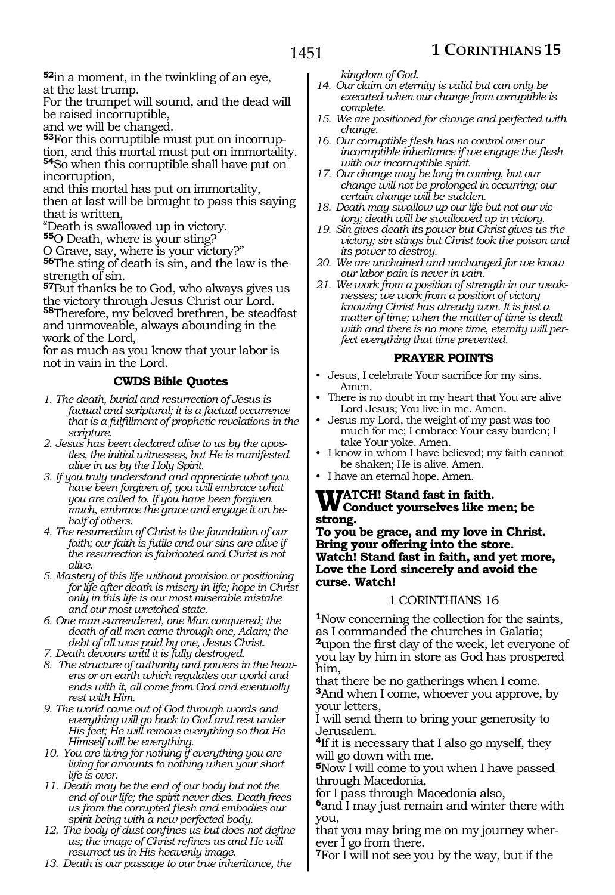[52]in a moment, in the twinkling of an eye,
at the last trump.
For the trumpet will sound, and the dead will be raised incorruptible,
and we will be changed.
[53]For this corruptible must put on incorruption, and this mortal must put on immortality.
[54]So when this corruptible shall have put on incorruption,
and this mortal has put on immortality,
then at last will be brought to pass this saying that is written,
"Death is swallowed up in victory.
[55]O Death, where is your sting?
O Grave, say, where is your victory?"
[56]The sting of death is sin, and the law is the strength of sin.
[57]But thanks be to God, who always gives us the victory through Jesus Christ our Lord.
[58]Therefore, my beloved brethren, be steadfast and unmoveable, always abounding in the work of the Lord,
for as much as you know that your labor is not in vain in the Lord.

### CWDS Bible Quotes

1. *The death, burial and resurrection of Jesus is factual and scriptural; it is a factual occurrence that is a fulfillment of prophetic revelations in the scripture.*
2. *Jesus has been declared alive to us by the apostles, the initial witnesses, but He is manifested alive in us by the Holy Spirit.*
3. *If you truly understand and appreciate what you have been forgiven of, you will embrace what you are called to. If you have been forgiven much, embrace the grace and engage it on behalf of others.*
4. *The resurrection of Christ is the foundation of our faith; our faith is futile and our sins are alive if the resurrection is fabricated and Christ is not alive.*
5. *Mastery of this life without provision or positioning for life after death is misery in life; hope in Christ only in this life is our most miserable mistake and our most wretched state.*
6. *One man surrendered, one Man conquered; the death of all men came through one, Adam; the debt of all was paid by one, Jesus Christ.*
7. *Death devours until it is fully destroyed.*
8. *The structure of authority and powers in the heavens or on earth which regulates our world and ends with it, all come from God and eventually rest with Him.*
9. *The world came out of God through words and everything will go back to God and rest under His feet; He will remove everything so that He Himself will be everything.*
10. *You are living for nothing if everything you are living for amounts to nothing when your short life is over.*
11. *Death may be the end of our body but not the end of our life; the spirit never dies. Death frees us from the corrupted flesh and embodies our spirit-being with a new perfected body.*
12. *The body of dust confines us but does not define us; the image of Christ refines us and He will resurrect us in His heavenly image.*
13. *Death is our passage to our true inheritance, the kingdom of God.*
14. *Our claim on eternity is valid but can only be executed when our change from corruptible is complete.*
15. *We are positioned for change and perfected with change.*
16. *Our corruptible flesh has no control over our incorruptible inheritance if we engage the flesh with our incorruptible spirit.*
17. *Our change may be long in coming, but our change will not be prolonged in occurring; our certain change will be sudden.*
18. *Death may swallow up our life but not our victory; death will be swallowed up in victory.*
19. *Sin gives death its power but Christ gives us the victory; sin stings but Christ took the poison and its power to destroy.*
20. *We are unchained and unchanged for we know our labor pain is never in vain.*
21. *We work from a position of strength in our weaknesses; we work from a position of victory knowing Christ has already won. It is just a matter of time; when the matter of time is dealt with and there is no more time, eternity will perfect everything that time prevented.*

### PRAYER POINTS

- Jesus, I celebrate Your sacrifice for my sins. Amen.
- There is no doubt in my heart that You are alive Lord Jesus; You live in me. Amen.
- Jesus my Lord, the weight of my past was too much for me; I embrace Your easy burden; I take Your yoke. Amen.
- I know in whom I have believed; my faith cannot be shaken; He is alive. Amen.
- I have an eternal hope. Amen.

**WATCH! Stand fast in faith.**
**Conduct yourselves like men; be strong.**
**To you be grace, and my love in Christ.**
**Bring your offering into the store.**
**Watch! Stand fast in faith, and yet more,**
**Love the Lord sincerely and avoid the curse. Watch!**

## 1 CORINTHIANS 16

[1]Now concerning the collection for the saints, as I commanded the churches in Galatia;
[2]upon the first day of the week, let everyone of you lay by him in store as God has prospered him,
that there be no gatherings when I come.
[3]And when I come, whoever you approve, by your letters,
I will send them to bring your generosity to Jerusalem.
[4]If it is necessary that I also go myself, they will go down with me.
[5]Now I will come to you when I have passed through Macedonia,
for I pass through Macedonia also,
[6]and I may just remain and winter there with you,
that you may bring me on my journey wherever I go from there.
[7]For I will not see you by the way, but if the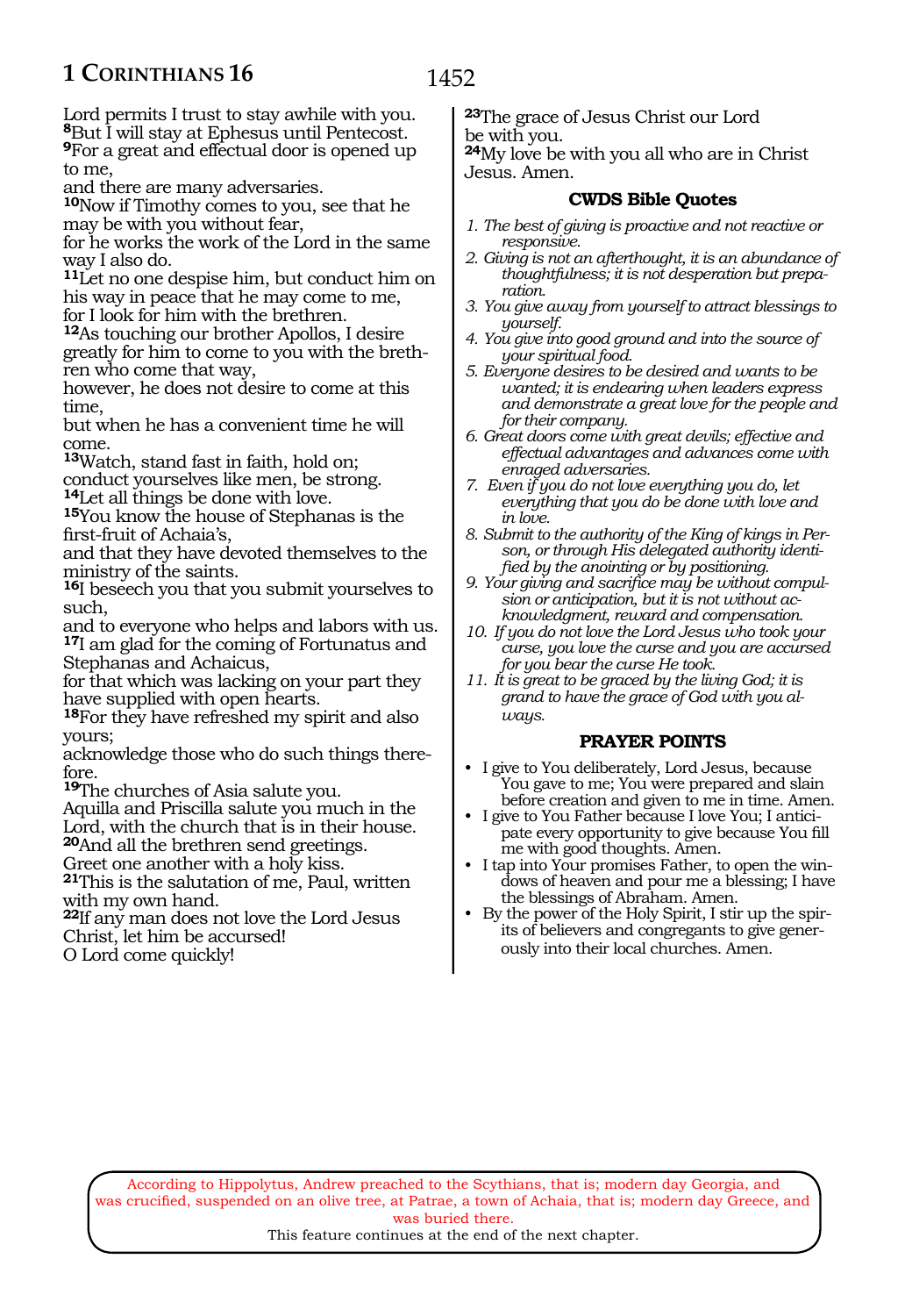Lord permits I trust to stay awhile with you.
**8**But I will stay at Ephesus until Pentecost.
**9**For a great and effectual door is opened up to me,
and there are many adversaries.
**10**Now if Timothy comes to you, see that he may be with you without fear,
for he works the work of the Lord in the same way I also do.
**11**Let no one despise him, but conduct him on his way in peace that he may come to me,
for I look for him with the brethren.
**12**As touching our brother Apollos, I desire greatly for him to come to you with the brethren who come that way,
however, he does not desire to come at this time,
but when he has a convenient time he will come.
**13**Watch, stand fast in faith, hold on;
conduct yourselves like men, be strong.
**14**Let all things be done with love.
**15**You know the house of Stephanas is the first-fruit of Achaia's,
and that they have devoted themselves to the ministry of the saints.
**16**I beseech you that you submit yourselves to such,
and to everyone who helps and labors with us.
**17**I am glad for the coming of Fortunatus and Stephanas and Achaicus,
for that which was lacking on your part they have supplied with open hearts.
**18**For they have refreshed my spirit and also yours;
acknowledge those who do such things therefore.
**19**The churches of Asia salute you.
Aquilla and Priscilla salute you much in the Lord, with the church that is in their house.
**20**And all the brethren send greetings.
Greet one another with a holy kiss.
**21**This is the salutation of me, Paul, written with my own hand.
**22**If any man does not love the Lord Jesus Christ, let him be accursed!
O Lord come quickly!
**23**The grace of Jesus Christ our Lord
be with you.
**24**My love be with you all who are in Christ Jesus. Amen.

## CWDS Bible Quotes

1. *The best of giving is proactive and not reactive or responsive.*
2. *Giving is not an afterthought, it is an abundance of thoughtfulness; it is not desperation but preparation.*
3. *You give away from yourself to attract blessings to yourself.*
4. *You give into good ground and into the source of your spiritual food.*
5. *Everyone desires to be desired and wants to be wanted; it is endearing when leaders express and demonstrate a great love for the people and for their company.*
6. *Great doors come with great devils; effective and effectual advantages and advances come with enraged adversaries.*
7. *Even if you do not love everything you do, let everything that you do be done with love and in love.*
8. *Submit to the authority of the King of kings in Person, or through His delegated authority identified by the anointing or by positioning.*
9. *Your giving and sacrifice may be without compulsion or anticipation, but it is not without acknowledgment, reward and compensation.*
10. *If you do not love the Lord Jesus who took your curse, you love the curse and you are accursed for you bear the curse He took.*
11. *It is great to be graced by the living God; it is grand to have the grace of God with you always.*

## PRAYER POINTS

- I give to You deliberately, Lord Jesus, because You gave to me; You were prepared and slain before creation and given to me in time. Amen.
- I give to You Father because I love You; I anticipate every opportunity to give because You fill me with good thoughts. Amen.
- I tap into Your promises Father, to open the windows of heaven and pour me a blessing; I have the blessings of Abraham. Amen.
- By the power of the Holy Spirit, I stir up the spirits of believers and congregants to give generously into their local churches. Amen.

According to Hippolytus, Andrew preached to the Scythians, that is; modern day Georgia, and was crucified, suspended on an olive tree, at Patrae, a town of Achaia, that is; modern day Greece, and was buried there.
This feature continues at the end of the next chapter.